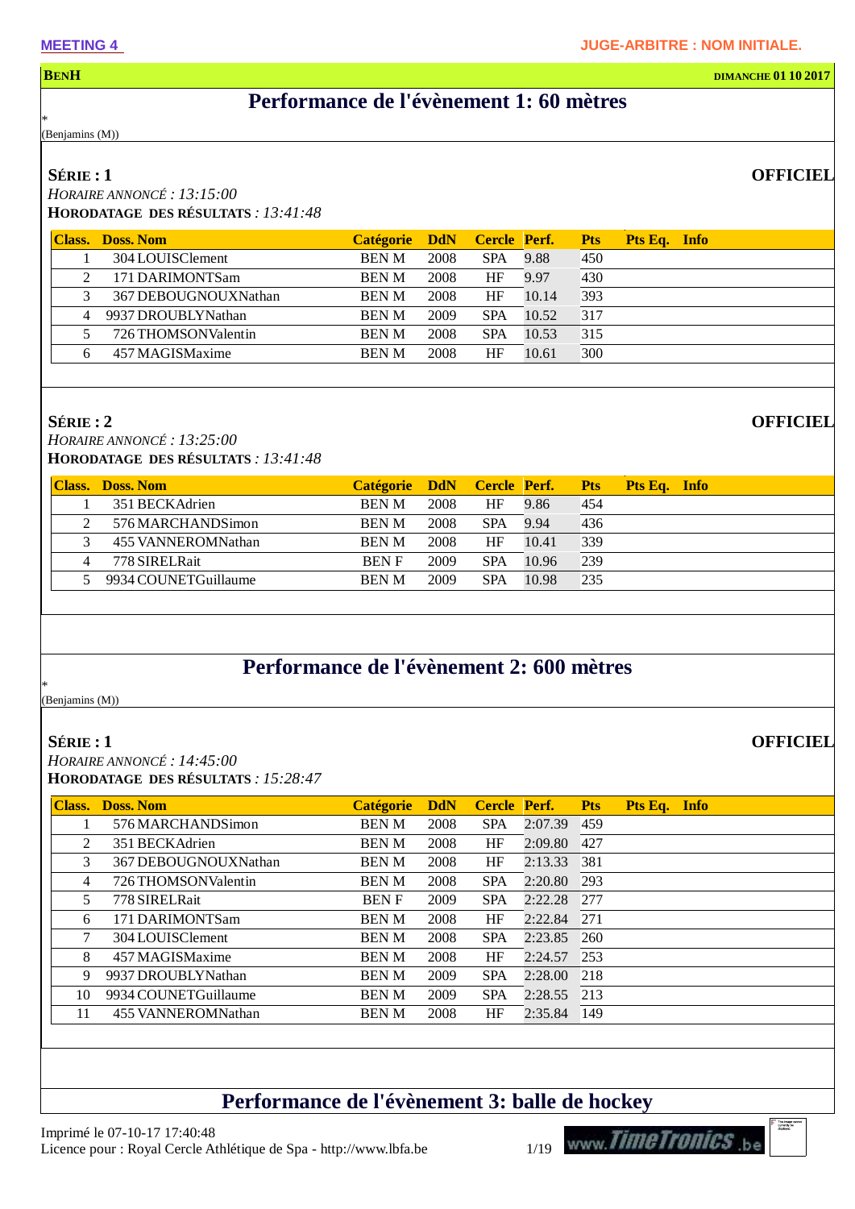MEETING 4

JUGE-ARBITRE : NOM INITIALE.

**BENH** — DIMANCHE 01 10 2017

# Performance de l'évènement 1: 60 mètres

*
(Benjamins (M))

### SÉRIE : 1

**OFFICIEL**

*HORAIRE ANNONCÉ : 13:15:00*
**HORODATAGE DES RÉSULTATS** : *13:41:48*

| Class. | Doss. Nom | Catégorie | DdN | Cercle | Perf. | Pts | Pts Eq. | Info |
|---|---|---|---|---|---|---|---|---|
| 1 | 304 LOUISClement | BEN M | 2008 | SPA | 9.88 | 450 | | |
| 2 | 171 DARIMONTSam | BEN M | 2008 | HF | 9.97 | 430 | | |
| 3 | 367 DEBOUGNOUXNathan | BEN M | 2008 | HF | 10.14 | 393 | | |
| 4 | 9937 DROUBLYNathan | BEN M | 2009 | SPA | 10.52 | 317 | | |
| 5 | 726 THOMSONValentin | BEN M | 2008 | SPA | 10.53 | 315 | | |
| 6 | 457 MAGISMaxime | BEN M | 2008 | HF | 10.61 | 300 | | |

### SÉRIE : 2

**OFFICIEL**

*HORAIRE ANNONCÉ : 13:25:00*
**HORODATAGE DES RÉSULTATS** : *13:41:48*

| Class. | Doss. Nom | Catégorie | DdN | Cercle | Perf. | Pts | Pts Eq. | Info |
|---|---|---|---|---|---|---|---|---|
| 1 | 351 BECKAdrien | BEN M | 2008 | HF | 9.86 | 454 | | |
| 2 | 576 MARCHANDSimon | BEN M | 2008 | SPA | 9.94 | 436 | | |
| 3 | 455 VANNEROMNathan | BEN M | 2008 | HF | 10.41 | 339 | | |
| 4 | 778 SIRELRait | BEN F | 2009 | SPA | 10.96 | 239 | | |
| 5 | 9934 COUNETGuillaume | BEN M | 2009 | SPA | 10.98 | 235 | | |

# Performance de l'évènement 2: 600 mètres

*
(Benjamins (M))

### SÉRIE : 1

**OFFICIEL**

*HORAIRE ANNONCÉ : 14:45:00*
**HORODATAGE DES RÉSULTATS** : *15:28:47*

| Class. | Doss. Nom | Catégorie | DdN | Cercle | Perf. | Pts | Pts Eq. | Info |
|---|---|---|---|---|---|---|---|---|
| 1 | 576 MARCHANDSimon | BEN M | 2008 | SPA | 2:07.39 | 459 | | |
| 2 | 351 BECKAdrien | BEN M | 2008 | HF | 2:09.80 | 427 | | |
| 3 | 367 DEBOUGNOUXNathan | BEN M | 2008 | HF | 2:13.33 | 381 | | |
| 4 | 726 THOMSONValentin | BEN M | 2008 | SPA | 2:20.80 | 293 | | |
| 5 | 778 SIRELRait | BEN F | 2009 | SPA | 2:22.28 | 277 | | |
| 6 | 171 DARIMONTSam | BEN M | 2008 | HF | 2:22.84 | 271 | | |
| 7 | 304 LOUISClement | BEN M | 2008 | SPA | 2:23.85 | 260 | | |
| 8 | 457 MAGISMaxime | BEN M | 2008 | HF | 2:24.57 | 253 | | |
| 9 | 9937 DROUBLYNathan | BEN M | 2009 | SPA | 2:28.00 | 218 | | |
| 10 | 9934 COUNETGuillaume | BEN M | 2009 | SPA | 2:28.55 | 213 | | |
| 11 | 455 VANNEROMNathan | BEN M | 2008 | HF | 2:35.84 | 149 | | |

# Performance de l'évènement 3: balle de hockey

Imprimé le 07-10-17 17:40:48
Licence pour : Royal Cercle Athlétique de Spa - http://www.lbfa.be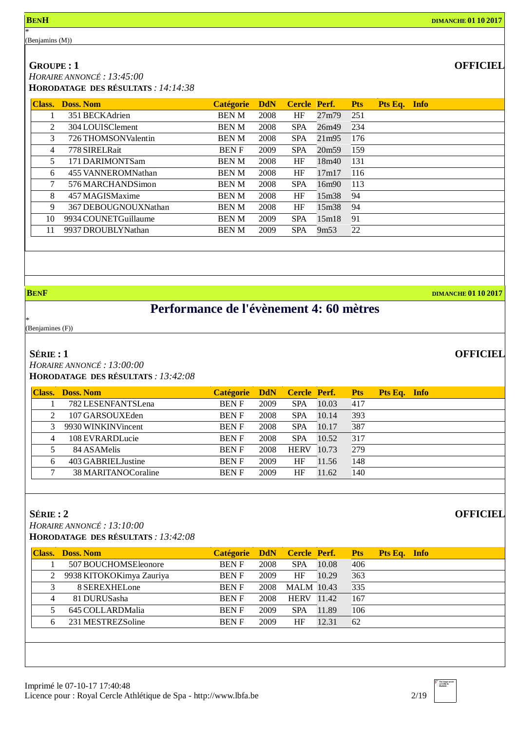**BENH** **DIMANCHE 01 10 2017**

*
(Benjamins (M))

**GROUPE : 1** **OFFICIEL**

*HORAIRE ANNONCÉ : 13:45:00*

**HORODATAGE DES RÉSULTATS** *: 14:14:38*

| Class. | Doss. Nom | Catégorie | DdN | Cercle | Perf. | Pts | Pts Eq. | Info |
|---|---|---|---|---|---|---|---|---|
| 1 | 351 BECKAdrien | BEN M | 2008 | HF | 27m79 | 251 | | |
| 2 | 304 LOUISClement | BEN M | 2008 | SPA | 26m49 | 234 | | |
| 3 | 726 THOMSONValentin | BEN M | 2008 | SPA | 21m95 | 176 | | |
| 4 | 778 SIRELRait | BEN F | 2009 | SPA | 20m59 | 159 | | |
| 5 | 171 DARIMONTSam | BEN M | 2008 | HF | 18m40 | 131 | | |
| 6 | 455 VANNEROMNathan | BEN M | 2008 | HF | 17m17 | 116 | | |
| 7 | 576 MARCHANDSimon | BEN M | 2008 | SPA | 16m90 | 113 | | |
| 8 | 457 MAGISMaxime | BEN M | 2008 | HF | 15m38 | 94 | | |
| 9 | 367 DEBOUGNOUXNathan | BEN M | 2008 | HF | 15m38 | 94 | | |
| 10 | 9934 COUNETGuillaume | BEN M | 2009 | SPA | 15m18 | 91 | | |
| 11 | 9937 DROUBLYNathan | BEN M | 2009 | SPA | 9m53 | 22 | | |

**BENF** **DIMANCHE 01 10 2017**

# Performance de l'évènement 4: 60 mètres

*
(Benjamines (F))

**SÉRIE : 1** **OFFICIEL**

*HORAIRE ANNONCÉ : 13:00:00*

**HORODATAGE DES RÉSULTATS** *: 13:42:08*

| Class. | Doss. Nom | Catégorie | DdN | Cercle | Perf. | Pts | Pts Eq. | Info |
|---|---|---|---|---|---|---|---|---|
| 1 | 782 LESENFANTSLena | BEN F | 2009 | SPA | 10.03 | 417 | | |
| 2 | 107 GARSOUXEden | BEN F | 2008 | SPA | 10.14 | 393 | | |
| 3 | 9930 WINKINVincent | BEN F | 2008 | SPA | 10.17 | 387 | | |
| 4 | 108 EVRARDLucie | BEN F | 2008 | SPA | 10.52 | 317 | | |
| 5 | 84 ASAMelis | BEN F | 2008 | HERV | 10.73 | 279 | | |
| 6 | 403 GABRIELJustine | BEN F | 2009 | HF | 11.56 | 148 | | |
| 7 | 38 MARITANOCoraline | BEN F | 2009 | HF | 11.62 | 140 | | |

**SÉRIE : 2** **OFFICIEL**

*HORAIRE ANNONCÉ : 13:10:00*

**HORODATAGE DES RÉSULTATS** *: 13:42:08*

| Class. | Doss. Nom | Catégorie | DdN | Cercle | Perf. | Pts | Pts Eq. | Info |
|---|---|---|---|---|---|---|---|---|
| 1 | 507 BOUCHOMSEleonore | BEN F | 2008 | SPA | 10.08 | 406 | | |
| 2 | 9938 KITOKOKimya Zauriya | BEN F | 2009 | HF | 10.29 | 363 | | |
| 3 | 8 SEREXHELone | BEN F | 2008 | MALM | 10.43 | 335 | | |
| 4 | 81 DURUSasha | BEN F | 2008 | HERV | 11.42 | 167 | | |
| 5 | 645 COLLARDMalia | BEN F | 2009 | SPA | 11.89 | 106 | | |
| 6 | 231 MESTREZSoline | BEN F | 2009 | HF | 12.31 | 62 | | |

Imprimé le 07-10-17 17:40:48
Licence pour : Royal Cercle Athlétique de Spa - http://www.lbfa.be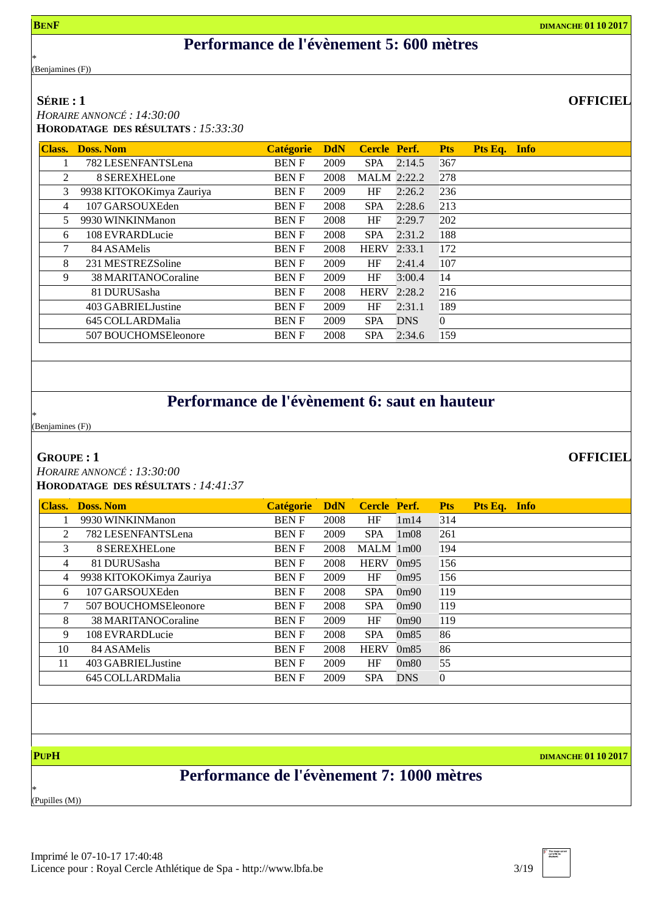**BENF** **DIMANCHE 01 10 2017**

## Performance de l'évènement 5: 600 mètres

*
(Benjamines (F))

**SÉRIE : 1** **OFFICIEL**

*HORAIRE ANNONCÉ : 14:30:00*

**HORODATAGE DES RÉSULTATS** *: 15:33:30*

| Class. | Doss. Nom | Catégorie | DdN | Cercle | Perf. | Pts | Pts Eq. | Info |
|---|---|---|---|---|---|---|---|---|
| 1 | 782 LESENFANTSLena | BEN F | 2009 | SPA | 2:14.5 | 367 | | |
| 2 | 8 SEREXHELone | BEN F | 2008 | MALM | 2:22.2 | 278 | | |
| 3 | 9938 KITOKOKimya Zauriya | BEN F | 2009 | HF | 2:26.2 | 236 | | |
| 4 | 107 GARSOUXEden | BEN F | 2008 | SPA | 2:28.6 | 213 | | |
| 5 | 9930 WINKINManon | BEN F | 2008 | HF | 2:29.7 | 202 | | |
| 6 | 108 EVRARDLucie | BEN F | 2008 | SPA | 2:31.2 | 188 | | |
| 7 | 84 ASAMelis | BEN F | 2008 | HERV | 2:33.1 | 172 | | |
| 8 | 231 MESTREZSoline | BEN F | 2009 | HF | 2:41.4 | 107 | | |
| 9 | 38 MARITANOCoraline | BEN F | 2009 | HF | 3:00.4 | 14 | | |
| | 81 DURUSasha | BEN F | 2008 | HERV | 2:28.2 | 216 | | |
| | 403 GABRIELJustine | BEN F | 2009 | HF | 2:31.1 | 189 | | |
| | 645 COLLARDMalia | BEN F | 2009 | SPA | DNS | 0 | | |
| | 507 BOUCHOMSEleonore | BEN F | 2008 | SPA | 2:34.6 | 159 | | |

## Performance de l'évènement 6: saut en hauteur

*
(Benjamines (F))

**GROUPE : 1** **OFFICIEL**

*HORAIRE ANNONCÉ : 13:30:00*

**HORODATAGE DES RÉSULTATS** *: 14:41:37*

| Class. | Doss. Nom | Catégorie | DdN | Cercle | Perf. | Pts | Pts Eq. | Info |
|---|---|---|---|---|---|---|---|---|
| 1 | 9930 WINKINManon | BEN F | 2008 | HF | 1m14 | 314 | | |
| 2 | 782 LESENFANTSLena | BEN F | 2009 | SPA | 1m08 | 261 | | |
| 3 | 8 SEREXHELone | BEN F | 2008 | MALM | 1m00 | 194 | | |
| 4 | 81 DURUSasha | BEN F | 2008 | HERV | 0m95 | 156 | | |
| 4 | 9938 KITOKOKimya Zauriya | BEN F | 2009 | HF | 0m95 | 156 | | |
| 6 | 107 GARSOUXEden | BEN F | 2008 | SPA | 0m90 | 119 | | |
| 7 | 507 BOUCHOMSEleonore | BEN F | 2008 | SPA | 0m90 | 119 | | |
| 8 | 38 MARITANOCoraline | BEN F | 2009 | HF | 0m90 | 119 | | |
| 9 | 108 EVRARDLucie | BEN F | 2008 | SPA | 0m85 | 86 | | |
| 10 | 84 ASAMelis | BEN F | 2008 | HERV | 0m85 | 86 | | |
| 11 | 403 GABRIELJustine | BEN F | 2009 | HF | 0m80 | 55 | | |
| | 645 COLLARDMalia | BEN F | 2009 | SPA | DNS | 0 | | |

**PUPH** **DIMANCHE 01 10 2017**

## Performance de l'évènement 7: 1000 mètres

*
(Pupilles (M))

Imprimé le 07-10-17 17:40:48
Licence pour : Royal Cercle Athlétique de Spa - http://www.lbfa.be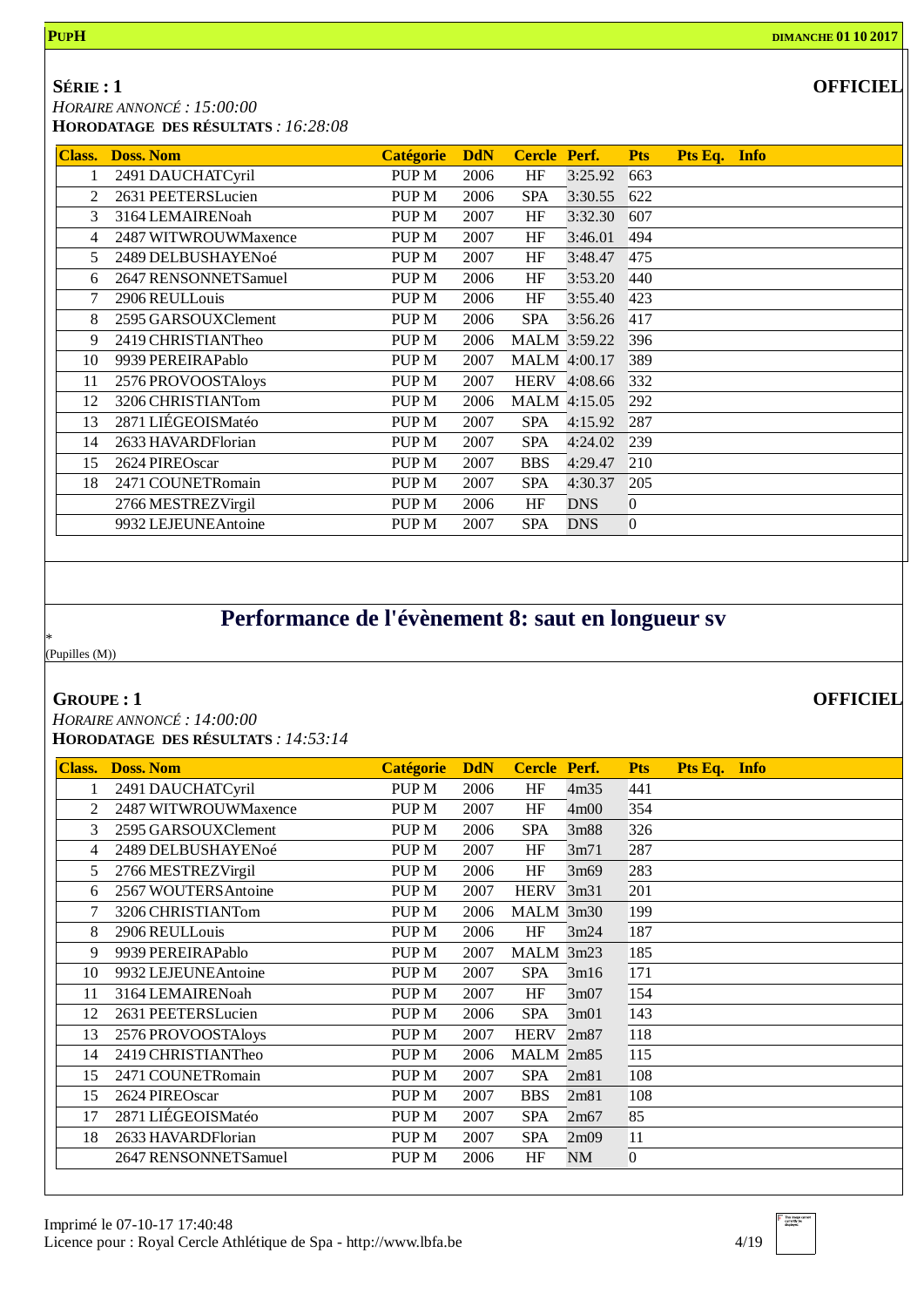**SÉRIE : 1** **OFFICIEL**

*HORAIRE ANNONCÉ : 15:00:00*

**HORODATAGE DES RÉSULTATS** *: 16:28:08*

| Class. | Doss. Nom | Catégorie | DdN | Cercle | Perf. | Pts | Pts Eq. | Info |
|---|---|---|---|---|---|---|---|---|
| 1 | 2491 DAUCHATCyril | PUP M | 2006 | HF | 3:25.92 | 663 | | |
| 2 | 2631 PEETERSLucien | PUP M | 2006 | SPA | 3:30.55 | 622 | | |
| 3 | 3164 LEMAIRENoah | PUP M | 2007 | HF | 3:32.30 | 607 | | |
| 4 | 2487 WITWROUWMaxence | PUP M | 2007 | HF | 3:46.01 | 494 | | |
| 5 | 2489 DELBUSHAYENoé | PUP M | 2007 | HF | 3:48.47 | 475 | | |
| 6 | 2647 RENSONNETSamuel | PUP M | 2006 | HF | 3:53.20 | 440 | | |
| 7 | 2906 REULLouis | PUP M | 2006 | HF | 3:55.40 | 423 | | |
| 8 | 2595 GARSOUXClement | PUP M | 2006 | SPA | 3:56.26 | 417 | | |
| 9 | 2419 CHRISTIANTheo | PUP M | 2006 | MALM | 3:59.22 | 396 | | |
| 10 | 9939 PEREIRAPablo | PUP M | 2007 | MALM | 4:00.17 | 389 | | |
| 11 | 2576 PROVOOSTAloys | PUP M | 2007 | HERV | 4:08.66 | 332 | | |
| 12 | 3206 CHRISTIANTom | PUP M | 2006 | MALM | 4:15.05 | 292 | | |
| 13 | 2871 LIÉGEOISMatéo | PUP M | 2007 | SPA | 4:15.92 | 287 | | |
| 14 | 2633 HAVARDFlorian | PUP M | 2007 | SPA | 4:24.02 | 239 | | |
| 15 | 2624 PIREOscar | PUP M | 2007 | BBS | 4:29.47 | 210 | | |
| 18 | 2471 COUNETRomain | PUP M | 2007 | SPA | 4:30.37 | 205 | | |
| | 2766 MESTREZVirgil | PUP M | 2006 | HF | DNS | 0 | | |
| | 9932 LEJEUNEAntoine | PUP M | 2007 | SPA | DNS | 0 | | |

# Performance de l'évènement 8: saut en longueur sv

*
(Pupilles (M))

**GROUPE : 1** **OFFICIEL**

*HORAIRE ANNONCÉ : 14:00:00*

**HORODATAGE DES RÉSULTATS** *: 14:53:14*

| Class. | Doss. Nom | Catégorie | DdN | Cercle | Perf. | Pts | Pts Eq. | Info |
|---|---|---|---|---|---|---|---|---|
| 1 | 2491 DAUCHATCyril | PUP M | 2006 | HF | 4m35 | 441 | | |
| 2 | 2487 WITWROUWMaxence | PUP M | 2007 | HF | 4m00 | 354 | | |
| 3 | 2595 GARSOUXClement | PUP M | 2006 | SPA | 3m88 | 326 | | |
| 4 | 2489 DELBUSHAYENoé | PUP M | 2007 | HF | 3m71 | 287 | | |
| 5 | 2766 MESTREZVirgil | PUP M | 2006 | HF | 3m69 | 283 | | |
| 6 | 2567 WOUTERSAntoine | PUP M | 2007 | HERV | 3m31 | 201 | | |
| 7 | 3206 CHRISTIANTom | PUP M | 2006 | MALM | 3m30 | 199 | | |
| 8 | 2906 REULLouis | PUP M | 2006 | HF | 3m24 | 187 | | |
| 9 | 9939 PEREIRAPablo | PUP M | 2007 | MALM | 3m23 | 185 | | |
| 10 | 9932 LEJEUNEAntoine | PUP M | 2007 | SPA | 3m16 | 171 | | |
| 11 | 3164 LEMAIRENoah | PUP M | 2007 | HF | 3m07 | 154 | | |
| 12 | 2631 PEETERSLucien | PUP M | 2006 | SPA | 3m01 | 143 | | |
| 13 | 2576 PROVOOSTAloys | PUP M | 2007 | HERV | 2m87 | 118 | | |
| 14 | 2419 CHRISTIANTheo | PUP M | 2006 | MALM | 2m85 | 115 | | |
| 15 | 2471 COUNETRomain | PUP M | 2007 | SPA | 2m81 | 108 | | |
| 15 | 2624 PIREOscar | PUP M | 2007 | BBS | 2m81 | 108 | | |
| 17 | 2871 LIÉGEOISMatéo | PUP M | 2007 | SPA | 2m67 | 85 | | |
| 18 | 2633 HAVARDFlorian | PUP M | 2007 | SPA | 2m09 | 11 | | |
| | 2647 RENSONNETSamuel | PUP M | 2006 | HF | NM | 0 | | |

Imprimé le 07-10-17 17:40:48
Licence pour : Royal Cercle Athlétique de Spa - http://www.lbfa.be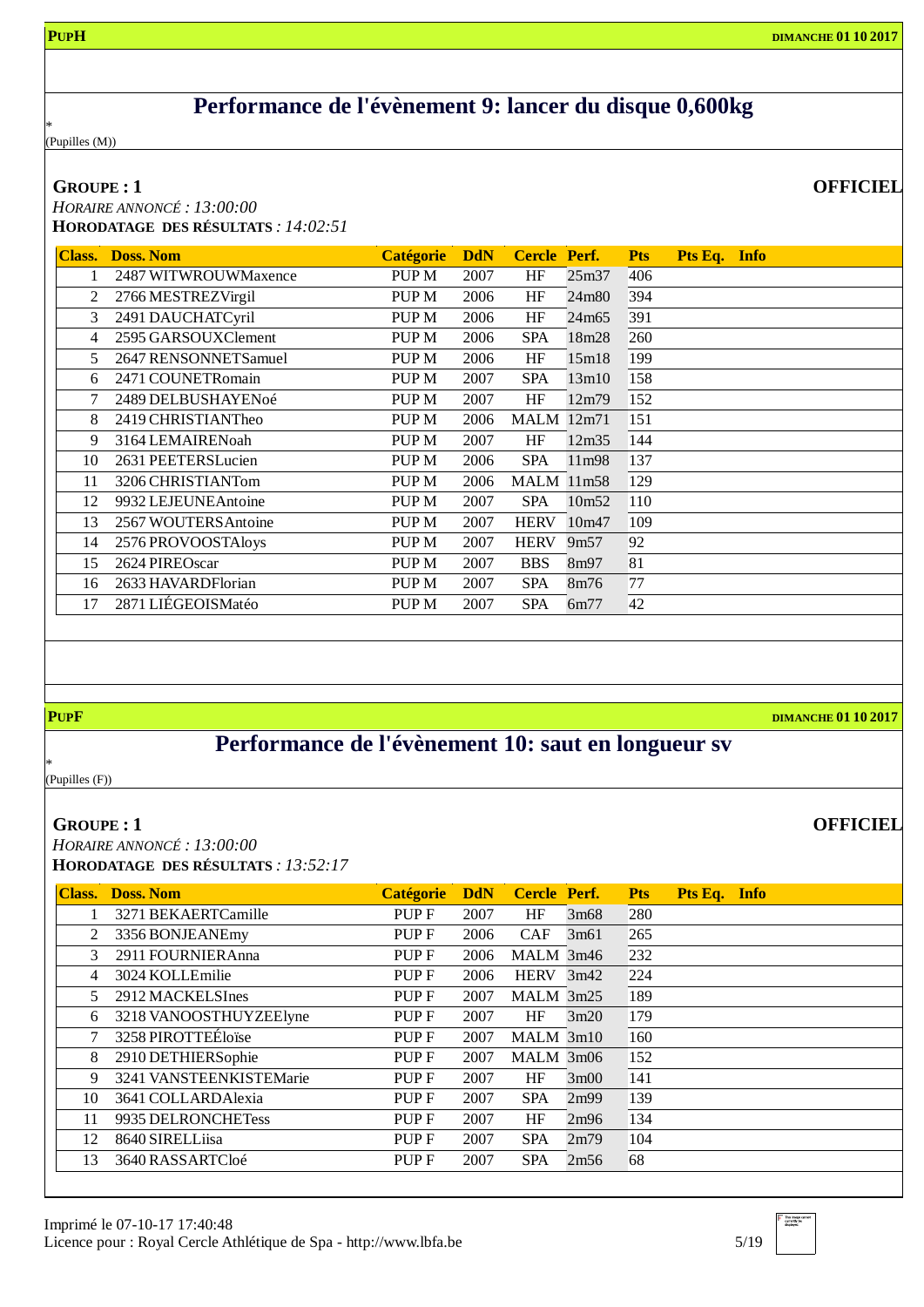**PUPH** **DIMANCHE 01 10 2017**

# Performance de l'évènement 9: lancer du disque 0,600kg

*
(Pupilles (M))

**GROUPE : 1** **OFFICIEL**

*HORAIRE ANNONCÉ : 13:00:00*
**HORODATAGE DES RÉSULTATS** *: 14:02:51*

| Class. | Doss. Nom | Catégorie | DdN | Cercle | Perf. | Pts | Pts Eq. | Info |
|---|---|---|---|---|---|---|---|---|
| 1 | 2487 WITWROUWMaxence | PUP M | 2007 | HF | 25m37 | 406 | | |
| 2 | 2766 MESTREZVirgil | PUP M | 2006 | HF | 24m80 | 394 | | |
| 3 | 2491 DAUCHATCyril | PUP M | 2006 | HF | 24m65 | 391 | | |
| 4 | 2595 GARSOUXClement | PUP M | 2006 | SPA | 18m28 | 260 | | |
| 5 | 2647 RENSONNETSamuel | PUP M | 2006 | HF | 15m18 | 199 | | |
| 6 | 2471 COUNETRomain | PUP M | 2007 | SPA | 13m10 | 158 | | |
| 7 | 2489 DELBUSHAYENoé | PUP M | 2007 | HF | 12m79 | 152 | | |
| 8 | 2419 CHRISTIANTheo | PUP M | 2006 | MALM | 12m71 | 151 | | |
| 9 | 3164 LEMAIRENoah | PUP M | 2007 | HF | 12m35 | 144 | | |
| 10 | 2631 PEETERSLucien | PUP M | 2006 | SPA | 11m98 | 137 | | |
| 11 | 3206 CHRISTIANTom | PUP M | 2006 | MALM | 11m58 | 129 | | |
| 12 | 9932 LEJEUNEAntoine | PUP M | 2007 | SPA | 10m52 | 110 | | |
| 13 | 2567 WOUTERSAntoine | PUP M | 2007 | HERV | 10m47 | 109 | | |
| 14 | 2576 PROVOOSTAloys | PUP M | 2007 | HERV | 9m57 | 92 | | |
| 15 | 2624 PIREOscar | PUP M | 2007 | BBS | 8m97 | 81 | | |
| 16 | 2633 HAVARDFlorian | PUP M | 2007 | SPA | 8m76 | 77 | | |
| 17 | 2871 LIÉGEOISMatéo | PUP M | 2007 | SPA | 6m77 | 42 | | |

**PUPF** **DIMANCHE 01 10 2017**

# Performance de l'évènement 10: saut en longueur sv

*
(Pupilles (F))

**GROUPE : 1** **OFFICIEL**

*HORAIRE ANNONCÉ : 13:00:00*
**HORODATAGE DES RÉSULTATS** *: 13:52:17*

| Class. | Doss. Nom | Catégorie | DdN | Cercle | Perf. | Pts | Pts Eq. | Info |
|---|---|---|---|---|---|---|---|---|
| 1 | 3271 BEKAERTCamille | PUP F | 2007 | HF | 3m68 | 280 | | |
| 2 | 3356 BONJEANEmy | PUP F | 2006 | CAF | 3m61 | 265 | | |
| 3 | 2911 FOURNIERAnna | PUP F | 2006 | MALM | 3m46 | 232 | | |
| 4 | 3024 KOLLEmilie | PUP F | 2006 | HERV | 3m42 | 224 | | |
| 5 | 2912 MACKELSInes | PUP F | 2007 | MALM | 3m25 | 189 | | |
| 6 | 3218 VANOOSTHUYZEElyne | PUP F | 2007 | HF | 3m20 | 179 | | |
| 7 | 3258 PIROTTEÉloïse | PUP F | 2007 | MALM | 3m10 | 160 | | |
| 8 | 2910 DETHIERSophie | PUP F | 2007 | MALM | 3m06 | 152 | | |
| 9 | 3241 VANSTEENKISTEMarie | PUP F | 2007 | HF | 3m00 | 141 | | |
| 10 | 3641 COLLARDAlexia | PUP F | 2007 | SPA | 2m99 | 139 | | |
| 11 | 9935 DELRONCHETess | PUP F | 2007 | HF | 2m96 | 134 | | |
| 12 | 8640 SIRELLiisa | PUP F | 2007 | SPA | 2m79 | 104 | | |
| 13 | 3640 RASSARTCloé | PUP F | 2007 | SPA | 2m56 | 68 | | |

Imprimé le 07-10-17 17:40:48
Licence pour : Royal Cercle Athlétique de Spa - http://www.lbfa.be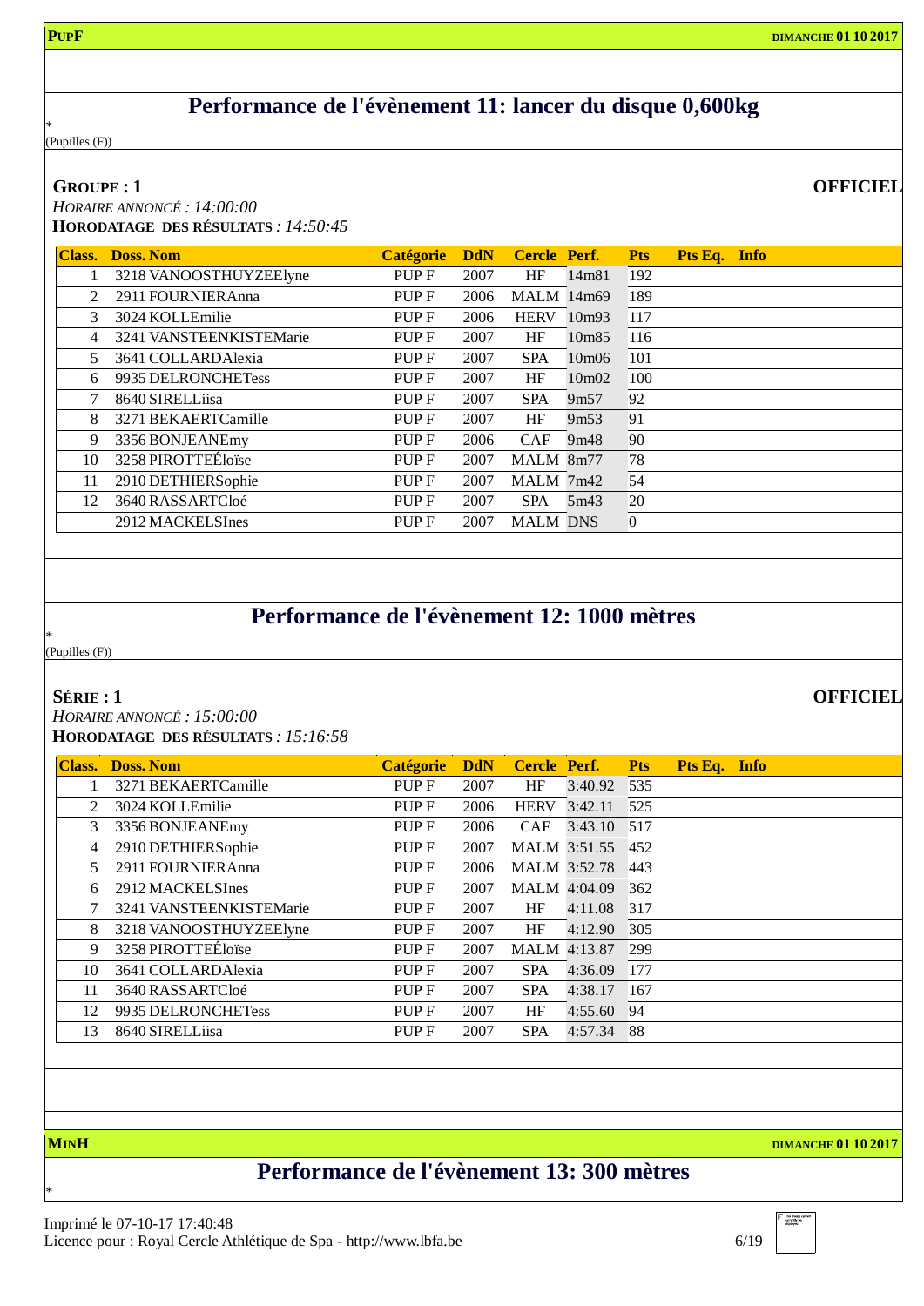**PUPF**

# Performance de l'évènement 11: lancer du disque 0,600kg

*
(Pupilles (F))

**GROUPE : 1** **OFFICIEL**

*HORAIRE ANNONCÉ : 14:00:00*
**HORODATAGE DES RÉSULTATS** *: 14:50:45*

| Class. | Doss. Nom | Catégorie | DdN | Cercle | Perf. | Pts | Pts Eq. | Info |
|---|---|---|---|---|---|---|---|---|
| 1 | 3218 VANOOSTHUYZEElyne | PUP F | 2007 | HF | 14m81 | 192 | | |
| 2 | 2911 FOURNIERAnna | PUP F | 2006 | MALM | 14m69 | 189 | | |
| 3 | 3024 KOLLEmilie | PUP F | 2006 | HERV | 10m93 | 117 | | |
| 4 | 3241 VANSTEENKISTEMarie | PUP F | 2007 | HF | 10m85 | 116 | | |
| 5 | 3641 COLLARDAlexia | PUP F | 2007 | SPA | 10m06 | 101 | | |
| 6 | 9935 DELRONCHETess | PUP F | 2007 | HF | 10m02 | 100 | | |
| 7 | 8640 SIRELLiisa | PUP F | 2007 | SPA | 9m57 | 92 | | |
| 8 | 3271 BEKAERTCamille | PUP F | 2007 | HF | 9m53 | 91 | | |
| 9 | 3356 BONJEANEmy | PUP F | 2006 | CAF | 9m48 | 90 | | |
| 10 | 3258 PIROTTEÉloïse | PUP F | 2007 | MALM | 8m77 | 78 | | |
| 11 | 2910 DETHIERSophie | PUP F | 2007 | MALM | 7m42 | 54 | | |
| 12 | 3640 RASSARTCloé | PUP F | 2007 | SPA | 5m43 | 20 | | |
| | 2912 MACKELSInes | PUP F | 2007 | MALM | DNS | 0 | | |

# Performance de l'évènement 12: 1000 mètres

*
(Pupilles (F))

**SÉRIE : 1** **OFFICIEL**

*HORAIRE ANNONCÉ : 15:00:00*
**HORODATAGE DES RÉSULTATS** *: 15:16:58*

| Class. | Doss. Nom | Catégorie | DdN | Cercle | Perf. | Pts | Pts Eq. | Info |
|---|---|---|---|---|---|---|---|---|
| 1 | 3271 BEKAERTCamille | PUP F | 2007 | HF | 3:40.92 | 535 | | |
| 2 | 3024 KOLLEmilie | PUP F | 2006 | HERV | 3:42.11 | 525 | | |
| 3 | 3356 BONJEANEmy | PUP F | 2006 | CAF | 3:43.10 | 517 | | |
| 4 | 2910 DETHIERSophie | PUP F | 2007 | MALM | 3:51.55 | 452 | | |
| 5 | 2911 FOURNIERAnna | PUP F | 2006 | MALM | 3:52.78 | 443 | | |
| 6 | 2912 MACKELSInes | PUP F | 2007 | MALM | 4:04.09 | 362 | | |
| 7 | 3241 VANSTEENKISTEMarie | PUP F | 2007 | HF | 4:11.08 | 317 | | |
| 8 | 3218 VANOOSTHUYZEElyne | PUP F | 2007 | HF | 4:12.90 | 305 | | |
| 9 | 3258 PIROTTEÉloïse | PUP F | 2007 | MALM | 4:13.87 | 299 | | |
| 10 | 3641 COLLARDAlexia | PUP F | 2007 | SPA | 4:36.09 | 177 | | |
| 11 | 3640 RASSARTCloé | PUP F | 2007 | SPA | 4:38.17 | 167 | | |
| 12 | 9935 DELRONCHETess | PUP F | 2007 | HF | 4:55.60 | 94 | | |
| 13 | 8640 SIRELLiisa | PUP F | 2007 | SPA | 4:57.34 | 88 | | |

**MINH**

# Performance de l'évènement 13: 300 mètres

*

Imprimé le 07-10-17 17:40:48
Licence pour : Royal Cercle Athlétique de Spa - http://www.lbfa.be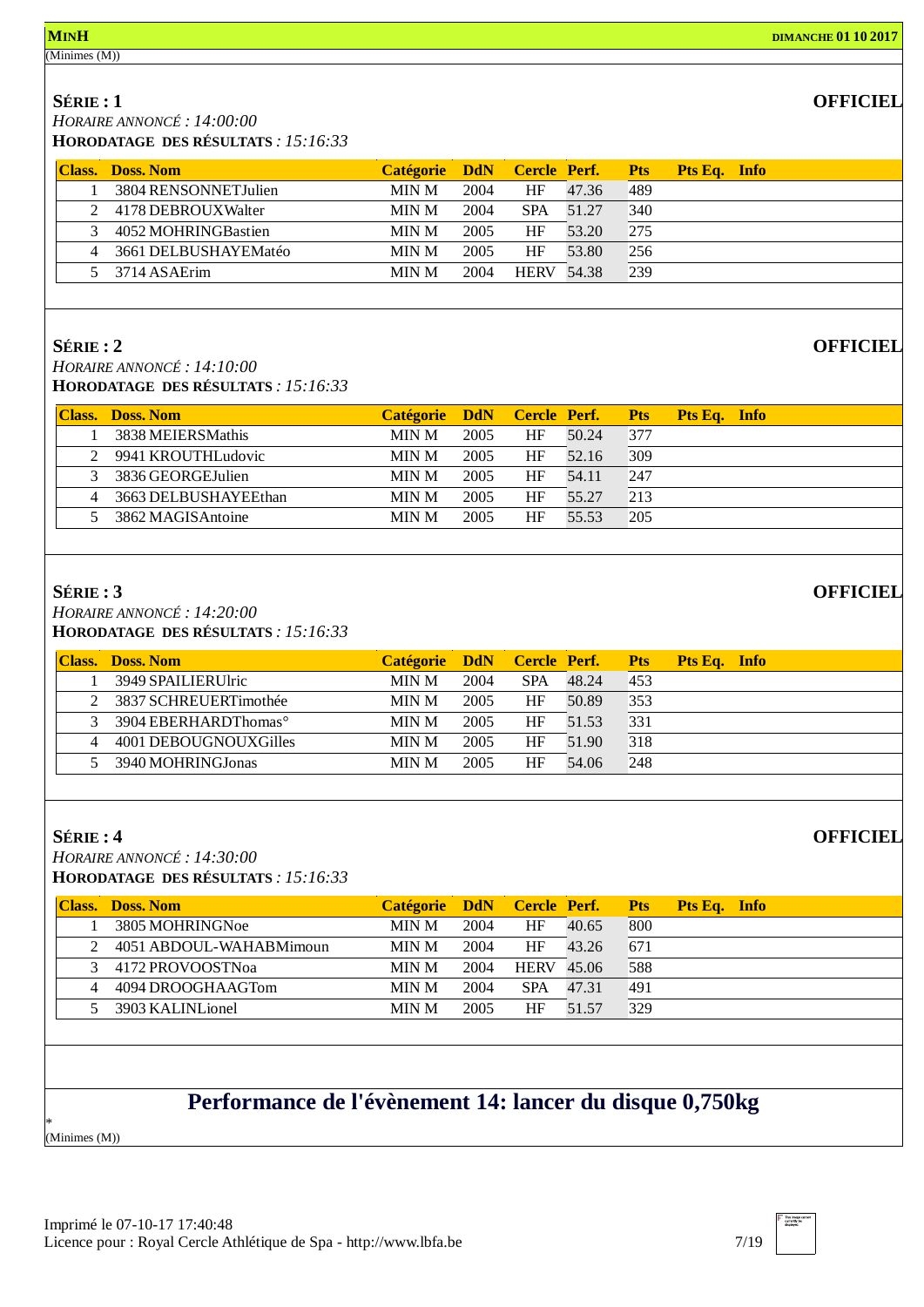**MINH** — **DIMANCHE 01 10 2017**

(Minimes (M))

## SÉRIE : 1

**OFFICIEL**

*HORAIRE ANNONCÉ : 14:00:00*

**HORODATAGE DES RÉSULTATS** *: 15:16:33*

| Class. | Doss. | Nom | Catégorie | DdN | Cercle | Perf. | Pts | Pts Eq. | Info |
|---|---|---|---|---|---|---|---|---|---|
| 1 | 3804 | RENSONNETJulien | MIN M | 2004 | HF | 47.36 | 489 | | |
| 2 | 4178 | DEBROUXWalter | MIN M | 2004 | SPA | 51.27 | 340 | | |
| 3 | 4052 | MOHRINGBastien | MIN M | 2005 | HF | 53.20 | 275 | | |
| 4 | 3661 | DELBUSHAYEMatéo | MIN M | 2005 | HF | 53.80 | 256 | | |
| 5 | 3714 | ASAErim | MIN M | 2004 | HERV | 54.38 | 239 | | |

## SÉRIE : 2

**OFFICIEL**

*HORAIRE ANNONCÉ : 14:10:00*

**HORODATAGE DES RÉSULTATS** *: 15:16:33*

| Class. | Doss. | Nom | Catégorie | DdN | Cercle | Perf. | Pts | Pts Eq. | Info |
|---|---|---|---|---|---|---|---|---|---|
| 1 | 3838 | MEIERSMathis | MIN M | 2005 | HF | 50.24 | 377 | | |
| 2 | 9941 | KROUTHLudovic | MIN M | 2005 | HF | 52.16 | 309 | | |
| 3 | 3836 | GEORGEJulien | MIN M | 2005 | HF | 54.11 | 247 | | |
| 4 | 3663 | DELBUSHAYEEthan | MIN M | 2005 | HF | 55.27 | 213 | | |
| 5 | 3862 | MAGISAntoine | MIN M | 2005 | HF | 55.53 | 205 | | |

## SÉRIE : 3

**OFFICIEL**

*HORAIRE ANNONCÉ : 14:20:00*

**HORODATAGE DES RÉSULTATS** *: 15:16:33*

| Class. | Doss. | Nom | Catégorie | DdN | Cercle | Perf. | Pts | Pts Eq. | Info |
|---|---|---|---|---|---|---|---|---|---|
| 1 | 3949 | SPAILIERUlric | MIN M | 2004 | SPA | 48.24 | 453 | | |
| 2 | 3837 | SCHREUERTimothée | MIN M | 2005 | HF | 50.89 | 353 | | |
| 3 | 3904 | EBERHARDThomas° | MIN M | 2005 | HF | 51.53 | 331 | | |
| 4 | 4001 | DEBOUGNOUXGilles | MIN M | 2005 | HF | 51.90 | 318 | | |
| 5 | 3940 | MOHRINGJonas | MIN M | 2005 | HF | 54.06 | 248 | | |

## SÉRIE : 4

**OFFICIEL**

*HORAIRE ANNONCÉ : 14:30:00*

**HORODATAGE DES RÉSULTATS** *: 15:16:33*

| Class. | Doss. | Nom | Catégorie | DdN | Cercle | Perf. | Pts | Pts Eq. | Info |
|---|---|---|---|---|---|---|---|---|---|
| 1 | 3805 | MOHRINGNoe | MIN M | 2004 | HF | 40.65 | 800 | | |
| 2 | 4051 | ABDOUL-WAHABMimoun | MIN M | 2004 | HF | 43.26 | 671 | | |
| 3 | 4172 | PROVOOSTNoa | MIN M | 2004 | HERV | 45.06 | 588 | | |
| 4 | 4094 | DROOGHAAGTom | MIN M | 2004 | SPA | 47.31 | 491 | | |
| 5 | 3903 | KALINLionel | MIN M | 2005 | HF | 51.57 | 329 | | |

# Performance de l'évènement 14: lancer du disque 0,750kg

*
(Minimes (M))

Imprimé le 07-10-17 17:40:48
Licence pour : Royal Cercle Athlétique de Spa - http://www.lbfa.be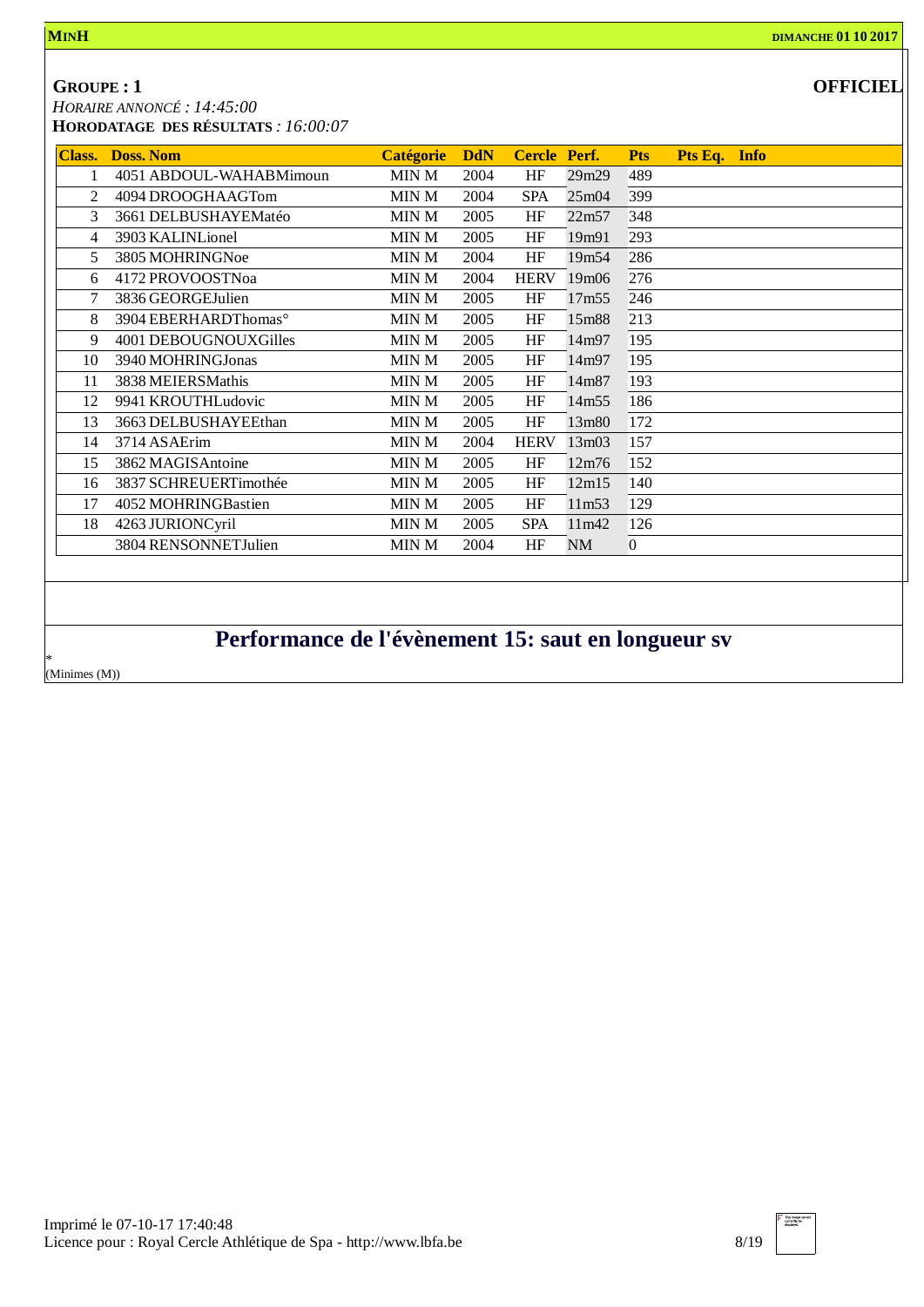**MINH** **DIMANCHE 01 10 2017**

**GROUPE : 1** **OFFICIEL**

*HORAIRE ANNONCÉ : 14:45:00*

**HORODATAGE DES RÉSULTATS** *: 16:00:07*

| Class. | Doss. Nom | Catégorie | DdN | Cercle | Perf. | Pts | Pts Eq. | Info |
|---|---|---|---|---|---|---|---|---|
| 1 | 4051 ABDOUL-WAHABMimoun | MIN M | 2004 | HF | 29m29 | 489 | | |
| 2 | 4094 DROOGHAAGTom | MIN M | 2004 | SPA | 25m04 | 399 | | |
| 3 | 3661 DELBUSHAYEMatéo | MIN M | 2005 | HF | 22m57 | 348 | | |
| 4 | 3903 KALINLionel | MIN M | 2005 | HF | 19m91 | 293 | | |
| 5 | 3805 MOHRINGNoe | MIN M | 2004 | HF | 19m54 | 286 | | |
| 6 | 4172 PROVOOSTNoa | MIN M | 2004 | HERV | 19m06 | 276 | | |
| 7 | 3836 GEORGEJulien | MIN M | 2005 | HF | 17m55 | 246 | | |
| 8 | 3904 EBERHARDThomas° | MIN M | 2005 | HF | 15m88 | 213 | | |
| 9 | 4001 DEBOUGNOUXGilles | MIN M | 2005 | HF | 14m97 | 195 | | |
| 10 | 3940 MOHRINGJonas | MIN M | 2005 | HF | 14m97 | 195 | | |
| 11 | 3838 MEIERSMathis | MIN M | 2005 | HF | 14m87 | 193 | | |
| 12 | 9941 KROUTHLudovic | MIN M | 2005 | HF | 14m55 | 186 | | |
| 13 | 3663 DELBUSHAYEEthan | MIN M | 2005 | HF | 13m80 | 172 | | |
| 14 | 3714 ASAErim | MIN M | 2004 | HERV | 13m03 | 157 | | |
| 15 | 3862 MAGISAntoine | MIN M | 2005 | HF | 12m76 | 152 | | |
| 16 | 3837 SCHREUERTimothée | MIN M | 2005 | HF | 12m15 | 140 | | |
| 17 | 4052 MOHRINGBastien | MIN M | 2005 | HF | 11m53 | 129 | | |
| 18 | 4263 JURIONCyril | MIN M | 2005 | SPA | 11m42 | 126 | | |
| | 3804 RENSONNETJulien | MIN M | 2004 | HF | NM | 0 | | |

## Performance de l'évènement 15: saut en longueur sv

*

(Minimes (M))

Imprimé le 07-10-17 17:40:48

Licence pour : Royal Cercle Athlétique de Spa - http://www.lbfa.be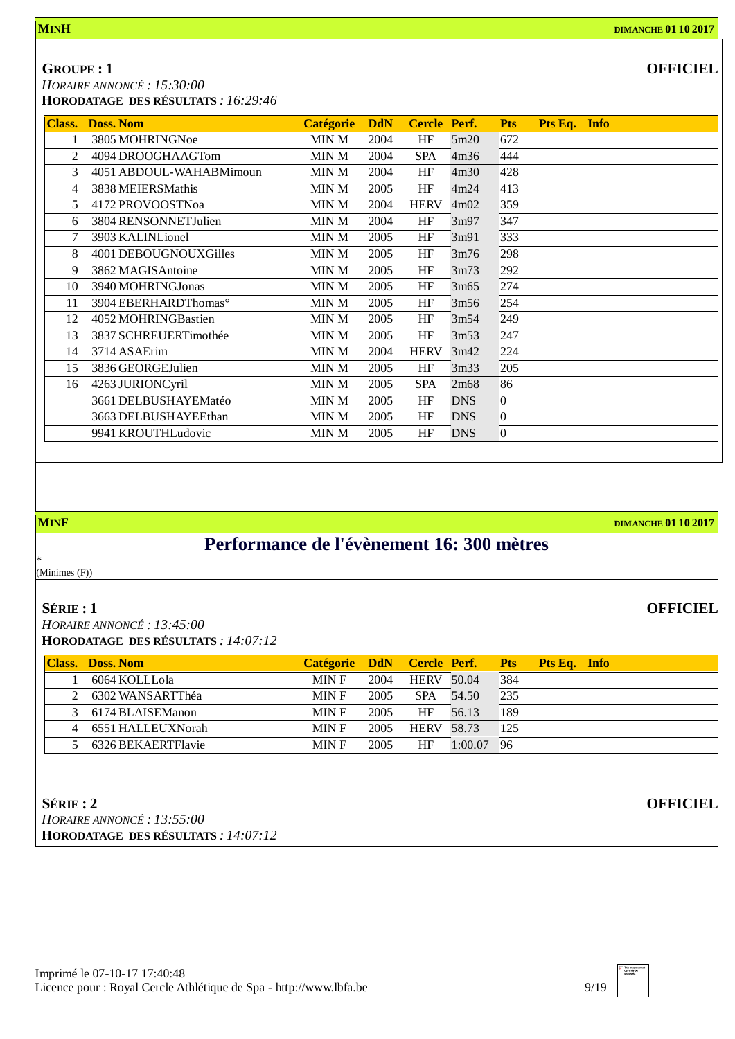**MINH** **DIMANCHE 01 10 2017**

**GROUPE : 1** **OFFICIEL**

*HORAIRE ANNONCÉ : 15:30:00*

**HORODATAGE DES RÉSULTATS** : *16:29:46*

| Class. | Doss. Nom | Catégorie | DdN | Cercle | Perf. | Pts | Pts Eq. | Info |
|---|---|---|---|---|---|---|---|---|
| 1 | 3805 MOHRINGNoe | MIN M | 2004 | HF | 5m20 | 672 | | |
| 2 | 4094 DROOGHAAGTom | MIN M | 2004 | SPA | 4m36 | 444 | | |
| 3 | 4051 ABDOUL-WAHABMimoun | MIN M | 2004 | HF | 4m30 | 428 | | |
| 4 | 3838 MEIERSMathis | MIN M | 2005 | HF | 4m24 | 413 | | |
| 5 | 4172 PROVOOSTNoa | MIN M | 2004 | HERV | 4m02 | 359 | | |
| 6 | 3804 RENSONNETJulien | MIN M | 2004 | HF | 3m97 | 347 | | |
| 7 | 3903 KALINLionel | MIN M | 2005 | HF | 3m91 | 333 | | |
| 8 | 4001 DEBOUGNOUXGilles | MIN M | 2005 | HF | 3m76 | 298 | | |
| 9 | 3862 MAGISAntoine | MIN M | 2005 | HF | 3m73 | 292 | | |
| 10 | 3940 MOHRINGJonas | MIN M | 2005 | HF | 3m65 | 274 | | |
| 11 | 3904 EBERHARDThomas° | MIN M | 2005 | HF | 3m56 | 254 | | |
| 12 | 4052 MOHRINGBastien | MIN M | 2005 | HF | 3m54 | 249 | | |
| 13 | 3837 SCHREUERTimothée | MIN M | 2005 | HF | 3m53 | 247 | | |
| 14 | 3714 ASAErim | MIN M | 2004 | HERV | 3m42 | 224 | | |
| 15 | 3836 GEORGEJulien | MIN M | 2005 | HF | 3m33 | 205 | | |
| 16 | 4263 JURIONCyril | MIN M | 2005 | SPA | 2m68 | 86 | | |
| | 3661 DELBUSHAYEMatéo | MIN M | 2005 | HF | DNS | 0 | | |
| | 3663 DELBUSHAYEEthan | MIN M | 2005 | HF | DNS | 0 | | |
| | 9941 KROUTHLudovic | MIN M | 2005 | HF | DNS | 0 | | |

**MINF** **DIMANCHE 01 10 2017**

# Performance de l'évènement 16: 300 mètres

*
(Minimes (F))

**SÉRIE : 1** **OFFICIEL**

*HORAIRE ANNONCÉ : 13:45:00*

**HORODATAGE DES RÉSULTATS** : *14:07:12*

| Class. | Doss. Nom | Catégorie | DdN | Cercle | Perf. | Pts | Pts Eq. | Info |
|---|---|---|---|---|---|---|---|---|
| 1 | 6064 KOLLLola | MIN F | 2004 | HERV | 50.04 | 384 | | |
| 2 | 6302 WANSARTThéa | MIN F | 2005 | SPA | 54.50 | 235 | | |
| 3 | 6174 BLAISEManon | MIN F | 2005 | HF | 56.13 | 189 | | |
| 4 | 6551 HALLEUXNorah | MIN F | 2005 | HERV | 58.73 | 125 | | |
| 5 | 6326 BEKAERTFlavie | MIN F | 2005 | HF | 1:00.07 | 96 | | |

**SÉRIE : 2** **OFFICIEL**

*HORAIRE ANNONCÉ : 13:55:00*

**HORODATAGE DES RÉSULTATS** : *14:07:12*

Imprimé le 07-10-17 17:40:48
Licence pour : Royal Cercle Athlétique de Spa - http://www.lbfa.be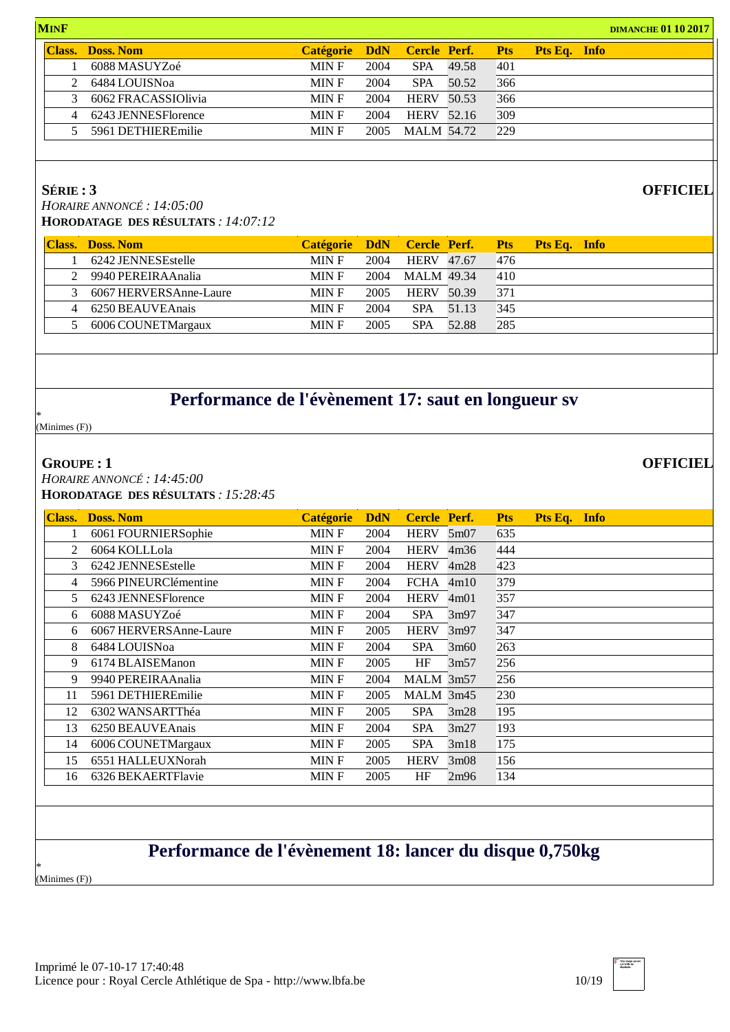**MINF** **DIMANCHE 01 10 2017**

| Class. | Doss. Nom | Catégorie | DdN | Cercle | Perf. | Pts | Pts Eq. | Info |
|---|---|---|---|---|---|---|---|---|
| 1 | 6088 MASUYZoé | MIN F | 2004 | SPA | 49.58 | 401 | | |
| 2 | 6484 LOUISNoa | MIN F | 2004 | SPA | 50.52 | 366 | | |
| 3 | 6062 FRACASSIOlivia | MIN F | 2004 | HERV | 50.53 | 366 | | |
| 4 | 6243 JENNESFlorence | MIN F | 2004 | HERV | 52.16 | 309 | | |
| 5 | 5961 DETHIEREmilie | MIN F | 2005 | MALM | 54.72 | 229 | | |

**SÉRIE : 3** **OFFICIEL**

*HORAIRE ANNONCÉ : 14:05:00*

**HORODATAGE DES RÉSULTATS** *: 14:07:12*

| Class. | Doss. Nom | Catégorie | DdN | Cercle | Perf. | Pts | Pts Eq. | Info |
|---|---|---|---|---|---|---|---|---|
| 1 | 6242 JENNESEstelle | MIN F | 2004 | HERV | 47.67 | 476 | | |
| 2 | 9940 PEREIRAAnalia | MIN F | 2004 | MALM | 49.34 | 410 | | |
| 3 | 6067 HERVERSAnne-Laure | MIN F | 2005 | HERV | 50.39 | 371 | | |
| 4 | 6250 BEAUVEAnais | MIN F | 2004 | SPA | 51.13 | 345 | | |
| 5 | 6006 COUNETMargaux | MIN F | 2005 | SPA | 52.88 | 285 | | |

## Performance de l'évènement 17: saut en longueur sv

*
(Minimes (F))

**GROUPE : 1** **OFFICIEL**

*HORAIRE ANNONCÉ : 14:45:00*

**HORODATAGE DES RÉSULTATS** *: 15:28:45*

| Class. | Doss. Nom | Catégorie | DdN | Cercle | Perf. | Pts | Pts Eq. | Info |
|---|---|---|---|---|---|---|---|---|
| 1 | 6061 FOURNIERSophie | MIN F | 2004 | HERV | 5m07 | 635 | | |
| 2 | 6064 KOLLLola | MIN F | 2004 | HERV | 4m36 | 444 | | |
| 3 | 6242 JENNESEstelle | MIN F | 2004 | HERV | 4m28 | 423 | | |
| 4 | 5966 PINEURClémentine | MIN F | 2004 | FCHA | 4m10 | 379 | | |
| 5 | 6243 JENNESFlorence | MIN F | 2004 | HERV | 4m01 | 357 | | |
| 6 | 6088 MASUYZoé | MIN F | 2004 | SPA | 3m97 | 347 | | |
| 6 | 6067 HERVERSAnne-Laure | MIN F | 2005 | HERV | 3m97 | 347 | | |
| 8 | 6484 LOUISNoa | MIN F | 2004 | SPA | 3m60 | 263 | | |
| 9 | 6174 BLAISEManon | MIN F | 2005 | HF | 3m57 | 256 | | |
| 9 | 9940 PEREIRAAnalia | MIN F | 2004 | MALM | 3m57 | 256 | | |
| 11 | 5961 DETHIEREmilie | MIN F | 2005 | MALM | 3m45 | 230 | | |
| 12 | 6302 WANSARTThéa | MIN F | 2005 | SPA | 3m28 | 195 | | |
| 13 | 6250 BEAUVEAnais | MIN F | 2004 | SPA | 3m27 | 193 | | |
| 14 | 6006 COUNETMargaux | MIN F | 2005 | SPA | 3m18 | 175 | | |
| 15 | 6551 HALLEUXNorah | MIN F | 2005 | HERV | 3m08 | 156 | | |
| 16 | 6326 BEKAERTFlavie | MIN F | 2005 | HF | 2m96 | 134 | | |

## Performance de l'évènement 18: lancer du disque 0,750kg

*
(Minimes (F))

Imprimé le 07-10-17 17:40:48
Licence pour : Royal Cercle Athlétique de Spa - http://www.lbfa.be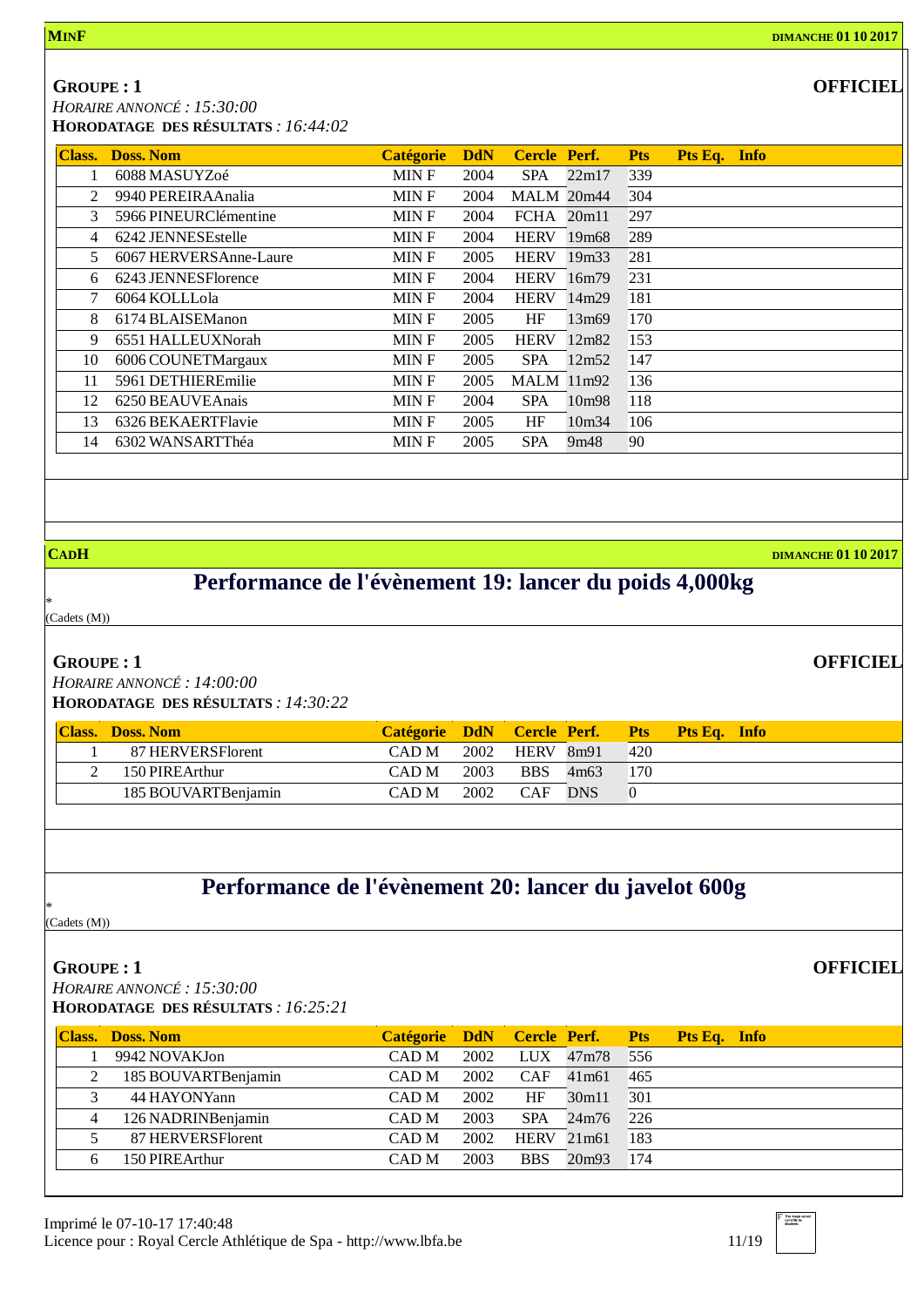**MINF** **DIMANCHE 01 10 2017**

**GROUPE : 1** **OFFICIEL**

*HORAIRE ANNONCÉ : 15:30:00*

**HORODATAGE DES RÉSULTATS** *: 16:44:02*

| Class. | Doss. Nom | Catégorie | DdN | Cercle | Perf. | Pts | Pts Eq. | Info |
|---|---|---|---|---|---|---|---|---|
| 1 | 6088 MASUYZoé | MIN F | 2004 | SPA | 22m17 | 339 | | |
| 2 | 9940 PEREIRAAnalia | MIN F | 2004 | MALM | 20m44 | 304 | | |
| 3 | 5966 PINEURClémentine | MIN F | 2004 | FCHA | 20m11 | 297 | | |
| 4 | 6242 JENNESEstelle | MIN F | 2004 | HERV | 19m68 | 289 | | |
| 5 | 6067 HERVERSAnne-Laure | MIN F | 2005 | HERV | 19m33 | 281 | | |
| 6 | 6243 JENNESFlorence | MIN F | 2004 | HERV | 16m79 | 231 | | |
| 7 | 6064 KOLLLola | MIN F | 2004 | HERV | 14m29 | 181 | | |
| 8 | 6174 BLAISEManon | MIN F | 2005 | HF | 13m69 | 170 | | |
| 9 | 6551 HALLEUXNorah | MIN F | 2005 | HERV | 12m82 | 153 | | |
| 10 | 6006 COUNETMargaux | MIN F | 2005 | SPA | 12m52 | 147 | | |
| 11 | 5961 DETHIEREmilie | MIN F | 2005 | MALM | 11m92 | 136 | | |
| 12 | 6250 BEAUVEAnais | MIN F | 2004 | SPA | 10m98 | 118 | | |
| 13 | 6326 BEKAERTFlavie | MIN F | 2005 | HF | 10m34 | 106 | | |
| 14 | 6302 WANSARTThéa | MIN F | 2005 | SPA | 9m48 | 90 | | |

**CADH** **DIMANCHE 01 10 2017**

## Performance de l'évènement 19: lancer du poids 4,000kg

*
(Cadets (M))

**GROUPE : 1** **OFFICIEL**

*HORAIRE ANNONCÉ : 14:00:00*

**HORODATAGE DES RÉSULTATS** *: 14:30:22*

| Class. | Doss. Nom | Catégorie | DdN | Cercle | Perf. | Pts | Pts Eq. | Info |
|---|---|---|---|---|---|---|---|---|
| 1 | 87 HERVERSFlorent | CAD M | 2002 | HERV | 8m91 | 420 | | |
| 2 | 150 PIREArthur | CAD M | 2003 | BBS | 4m63 | 170 | | |
| | 185 BOUVARTBenjamin | CAD M | 2002 | CAF | DNS | 0 | | |

## Performance de l'évènement 20: lancer du javelot 600g

*
(Cadets (M))

**GROUPE : 1** **OFFICIEL**

*HORAIRE ANNONCÉ : 15:30:00*

**HORODATAGE DES RÉSULTATS** *: 16:25:21*

| Class. | Doss. Nom | Catégorie | DdN | Cercle | Perf. | Pts | Pts Eq. | Info |
|---|---|---|---|---|---|---|---|---|
| 1 | 9942 NOVAKJon | CAD M | 2002 | LUX | 47m78 | 556 | | |
| 2 | 185 BOUVARTBenjamin | CAD M | 2002 | CAF | 41m61 | 465 | | |
| 3 | 44 HAYONYann | CAD M | 2002 | HF | 30m11 | 301 | | |
| 4 | 126 NADRINBenjamin | CAD M | 2003 | SPA | 24m76 | 226 | | |
| 5 | 87 HERVERSFlorent | CAD M | 2002 | HERV | 21m61 | 183 | | |
| 6 | 150 PIREArthur | CAD M | 2003 | BBS | 20m93 | 174 | | |

Imprimé le 07-10-17 17:40:48
Licence pour : Royal Cercle Athlétique de Spa - http://www.lbfa.be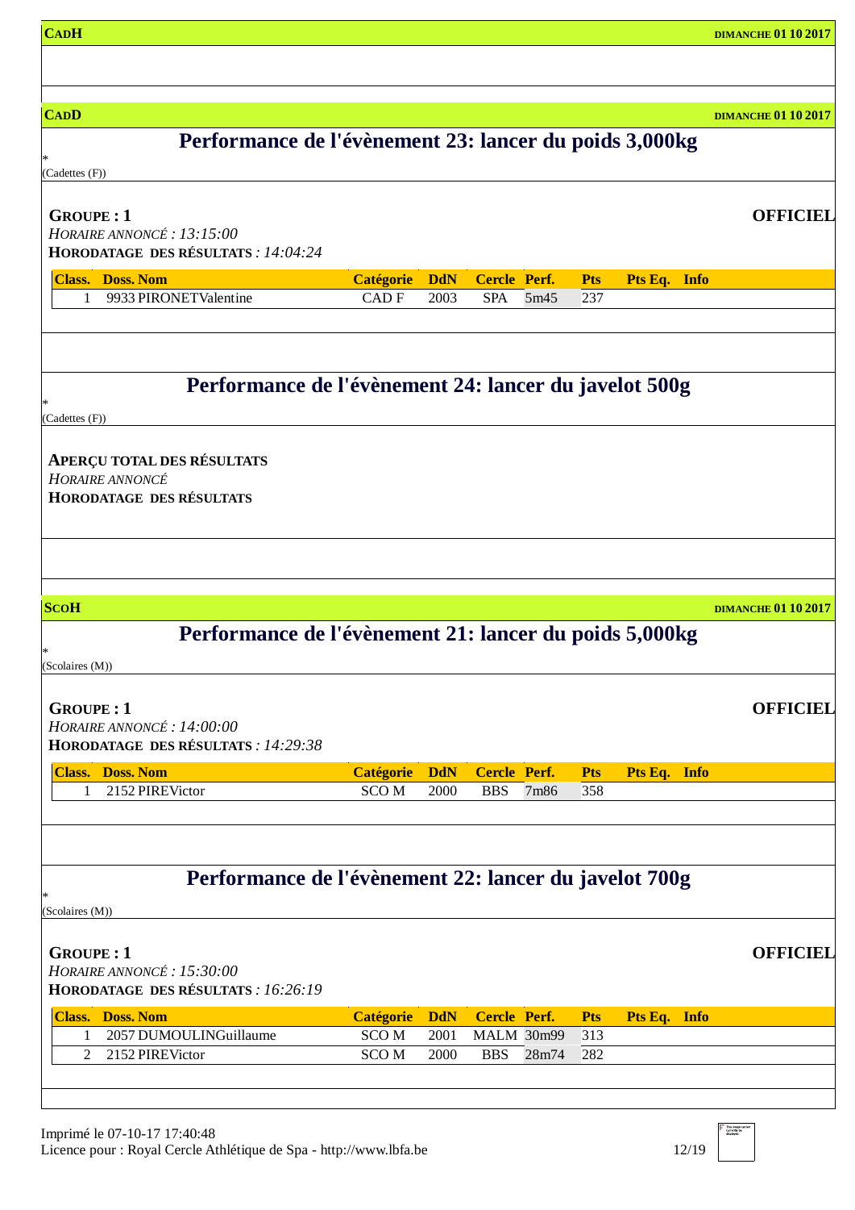**CADH** — DIMANCHE 01 10 2017

**CADD** — DIMANCHE 01 10 2017

## Performance de l'évènement 23: lancer du poids 3,000kg

*
(Cadettes (F))

**GROUPE : 1** — **OFFICIEL**

*HORAIRE ANNONCÉ : 13:15:00*

**HORODATAGE DES RÉSULTATS** *: 14:04:24*

| Class. | Doss. Nom | Catégorie | DdN | Cercle | Perf. | Pts | Pts Eq. | Info |
|---|---|---|---|---|---|---|---|---|
| 1 | 9933 PIRONETValentine | CAD F | 2003 | SPA | 5m45 | 237 | | |

## Performance de l'évènement 24: lancer du javelot 500g

*
(Cadettes (F))

**APERÇU TOTAL DES RÉSULTATS**

*HORAIRE ANNONCÉ*

**HORODATAGE DES RÉSULTATS**

**SCOH** — DIMANCHE 01 10 2017

## Performance de l'évènement 21: lancer du poids 5,000kg

*
(Scolaires (M))

**GROUPE : 1** — **OFFICIEL**

*HORAIRE ANNONCÉ : 14:00:00*

**HORODATAGE DES RÉSULTATS** *: 14:29:38*

| Class. | Doss. Nom | Catégorie | DdN | Cercle | Perf. | Pts | Pts Eq. | Info |
|---|---|---|---|---|---|---|---|---|
| 1 | 2152 PIREVictor | SCO M | 2000 | BBS | 7m86 | 358 | | |

## Performance de l'évènement 22: lancer du javelot 700g

*
(Scolaires (M))

**GROUPE : 1** — **OFFICIEL**

*HORAIRE ANNONCÉ : 15:30:00*

**HORODATAGE DES RÉSULTATS** *: 16:26:19*

| Class. | Doss. Nom | Catégorie | DdN | Cercle | Perf. | Pts | Pts Eq. | Info |
|---|---|---|---|---|---|---|---|---|
| 1 | 2057 DUMOULINGuillaume | SCO M | 2001 | MALM | 30m99 | 313 | | |
| 2 | 2152 PIREVictor | SCO M | 2000 | BBS | 28m74 | 282 | | |

Imprimé le 07-10-17 17:40:48
Licence pour : Royal Cercle Athlétique de Spa - http://www.lbfa.be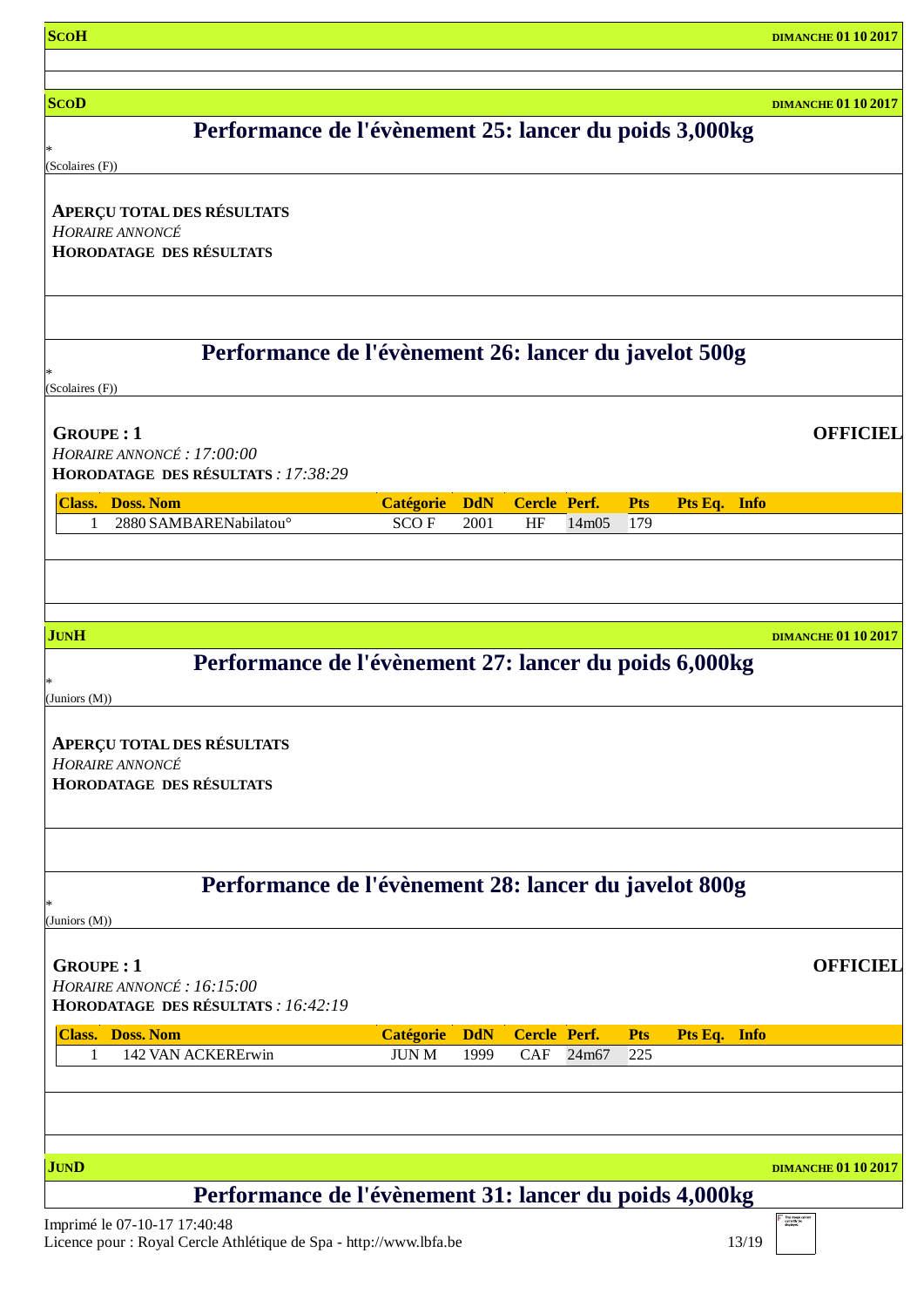**SCOH** **DIMANCHE 01 10 2017**

**SCOD** **DIMANCHE 01 10 2017**

## Performance de l'évènement 25: lancer du poids 3,000kg

*

(Scolaires (F))

**APERÇU TOTAL DES RÉSULTATS**
*HORAIRE ANNONCÉ*
**HORODATAGE DES RÉSULTATS**

## Performance de l'évènement 26: lancer du javelot 500g

*

(Scolaires (F))

**GROUPE : 1** **OFFICIEL**
*HORAIRE ANNONCÉ : 17:00:00*
**HORODATAGE DES RÉSULTATS** *: 17:38:29*

| Class. | Doss. Nom | Catégorie | DdN | Cercle | Perf. | Pts | Pts Eq. | Info |
|---|---|---|---|---|---|---|---|---|
| 1 | 2880 SAMBARENabilatou° | SCO F | 2001 | HF | 14m05 | 179 | | |

**JUNH** **DIMANCHE 01 10 2017**

## Performance de l'évènement 27: lancer du poids 6,000kg

*

(Juniors (M))

**APERÇU TOTAL DES RÉSULTATS**
*HORAIRE ANNONCÉ*
**HORODATAGE DES RÉSULTATS**

## Performance de l'évènement 28: lancer du javelot 800g

*

(Juniors (M))

**GROUPE : 1** **OFFICIEL**
*HORAIRE ANNONCÉ : 16:15:00*
**HORODATAGE DES RÉSULTATS** *: 16:42:19*

| Class. | Doss. Nom | Catégorie | DdN | Cercle | Perf. | Pts | Pts Eq. | Info |
|---|---|---|---|---|---|---|---|---|
| 1 | 142 VAN ACKERErwin | JUN M | 1999 | CAF | 24m67 | 225 | | |

**JUND** **DIMANCHE 01 10 2017**

## Performance de l'évènement 31: lancer du poids 4,000kg

Imprimé le 07-10-17 17:40:48
Licence pour : Royal Cercle Athlétique de Spa - http://www.lbfa.be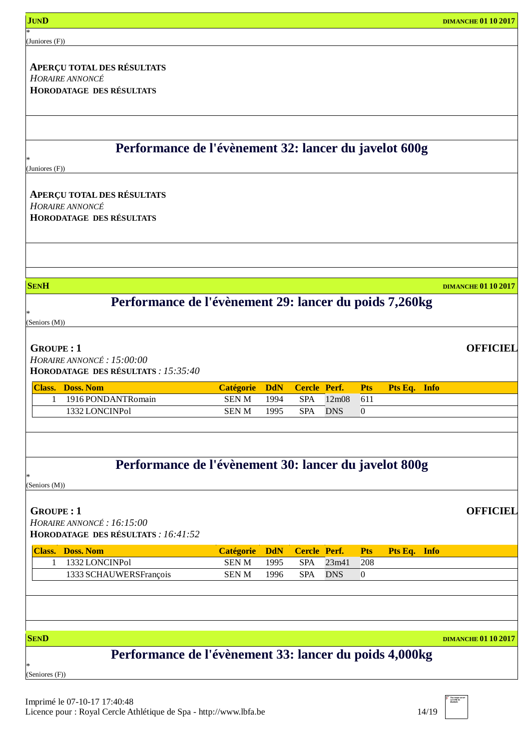**JUND** **DIMANCHE 01 10 2017**

*
(Juniores (F))

**APERÇU TOTAL DES RÉSULTATS**
*HORAIRE ANNONCÉ*
**HORODATAGE DES RÉSULTATS**

## Performance de l'évènement 32: lancer du javelot 600g

*
(Juniores (F))

**APERÇU TOTAL DES RÉSULTATS**
*HORAIRE ANNONCÉ*
**HORODATAGE DES RÉSULTATS**

**SENH** **DIMANCHE 01 10 2017**

## Performance de l'évènement 29: lancer du poids 7,260kg

*
(Seniors (M))

**GROUPE : 1** **OFFICIEL**
*HORAIRE ANNONCÉ : 15:00:00*
**HORODATAGE DES RÉSULTATS** *: 15:35:40*

| Class. | Doss. Nom | Catégorie | DdN | Cercle | Perf. | Pts | Pts Eq. | Info |
|---|---|---|---|---|---|---|---|---|
| 1 | 1916 PONDANTRomain | SEN M | 1994 | SPA | 12m08 | 611 | | |
| | 1332 LONCINPol | SEN M | 1995 | SPA | DNS | 0 | | |

## Performance de l'évènement 30: lancer du javelot 800g

*
(Seniors (M))

**GROUPE : 1** **OFFICIEL**
*HORAIRE ANNONCÉ : 16:15:00*
**HORODATAGE DES RÉSULTATS** *: 16:41:52*

| Class. | Doss. Nom | Catégorie | DdN | Cercle | Perf. | Pts | Pts Eq. | Info |
|---|---|---|---|---|---|---|---|---|
| 1 | 1332 LONCINPol | SEN M | 1995 | SPA | 23m41 | 208 | | |
| | 1333 SCHAUWERSFrançois | SEN M | 1996 | SPA | DNS | 0 | | |

**SEND** **DIMANCHE 01 10 2017**

## Performance de l'évènement 33: lancer du poids 4,000kg

*
(Seniores (F))

Imprimé le 07-10-17 17:40:48
Licence pour : Royal Cercle Athlétique de Spa - http://www.lbfa.be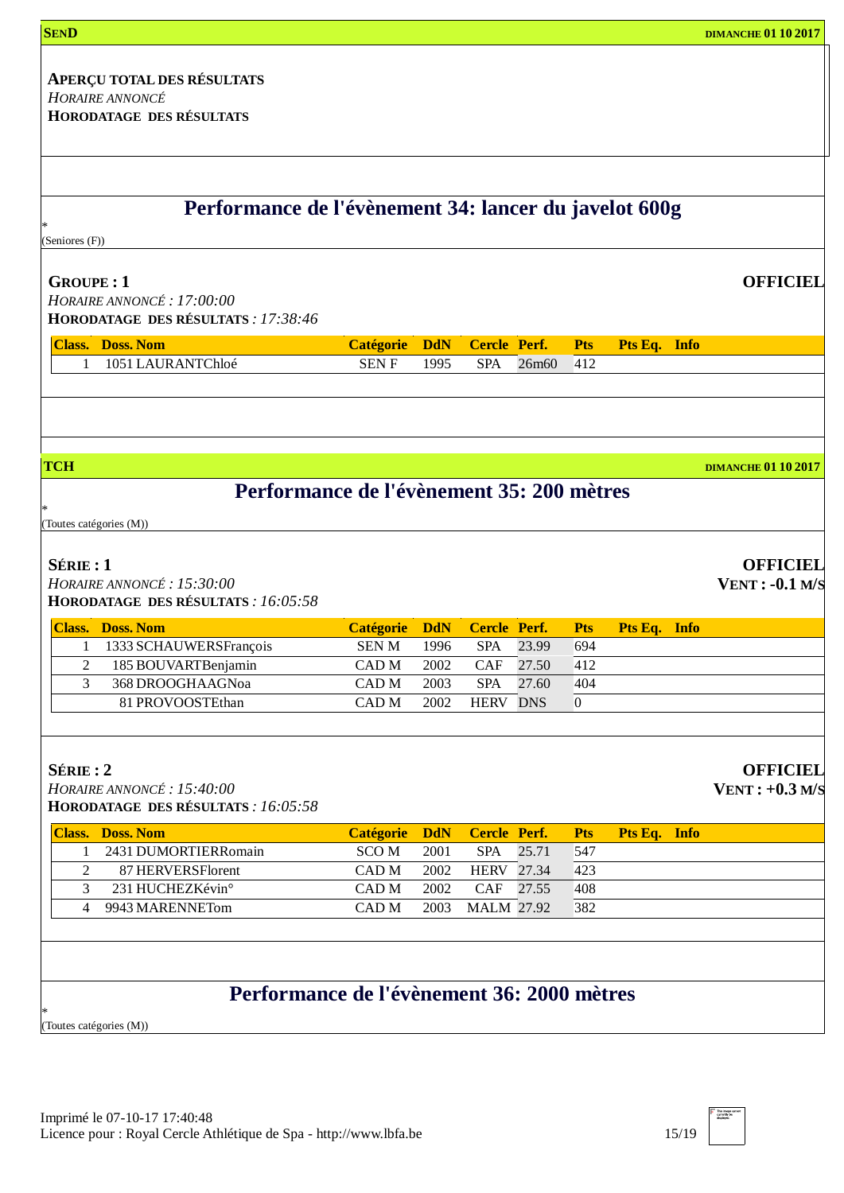**SEND** **DIMANCHE 01 10 2017**

**APERÇU TOTAL DES RÉSULTATS**
*HORAIRE ANNONCÉ*
**HORODATAGE DES RÉSULTATS**

## Performance de l'évènement 34: lancer du javelot 600g

*
(Seniores (F))

**GROUPE : 1** **OFFICIEL**
*HORAIRE ANNONCÉ : 17:00:00*
**HORODATAGE DES RÉSULTATS** *: 17:38:46*

| Class. | Doss. Nom | Catégorie | DdN | Cercle | Perf. | Pts | Pts Eq. | Info |
|---|---|---|---|---|---|---|---|---|
| 1 | 1051 LAURANTChloé | SEN F | 1995 | SPA | 26m60 | 412 | | |

**TCH** **DIMANCHE 01 10 2017**

## Performance de l'évènement 35: 200 mètres

*
(Toutes catégories (M))

**SÉRIE : 1** **OFFICIEL**
*HORAIRE ANNONCÉ : 15:30:00* **VENT : -0.1 M/S**
**HORODATAGE DES RÉSULTATS** *: 16:05:58*

| Class. | Doss. Nom | Catégorie | DdN | Cercle | Perf. | Pts | Pts Eq. | Info |
|---|---|---|---|---|---|---|---|---|
| 1 | 1333 SCHAUWERSFrançois | SEN M | 1996 | SPA | 23.99 | 694 | | |
| 2 | 185 BOUVARTBenjamin | CAD M | 2002 | CAF | 27.50 | 412 | | |
| 3 | 368 DROOGHAAGNoa | CAD M | 2003 | SPA | 27.60 | 404 | | |
| | 81 PROVOOSTEthan | CAD M | 2002 | HERV | DNS | 0 | | |

**SÉRIE : 2** **OFFICIEL**
*HORAIRE ANNONCÉ : 15:40:00* **VENT : +0.3 M/S**
**HORODATAGE DES RÉSULTATS** *: 16:05:58*

| Class. | Doss. Nom | Catégorie | DdN | Cercle | Perf. | Pts | Pts Eq. | Info |
|---|---|---|---|---|---|---|---|---|
| 1 | 2431 DUMORTIERRomain | SCO M | 2001 | SPA | 25.71 | 547 | | |
| 2 | 87 HERVERSFlorent | CAD M | 2002 | HERV | 27.34 | 423 | | |
| 3 | 231 HUCHEZKévin° | CAD M | 2002 | CAF | 27.55 | 408 | | |
| 4 | 9943 MARENNETom | CAD M | 2003 | MALM | 27.92 | 382 | | |

## Performance de l'évènement 36: 2000 mètres

*
(Toutes catégories (M))

Imprimé le 07-10-17 17:40:48
Licence pour : Royal Cercle Athlétique de Spa - http://www.lbfa.be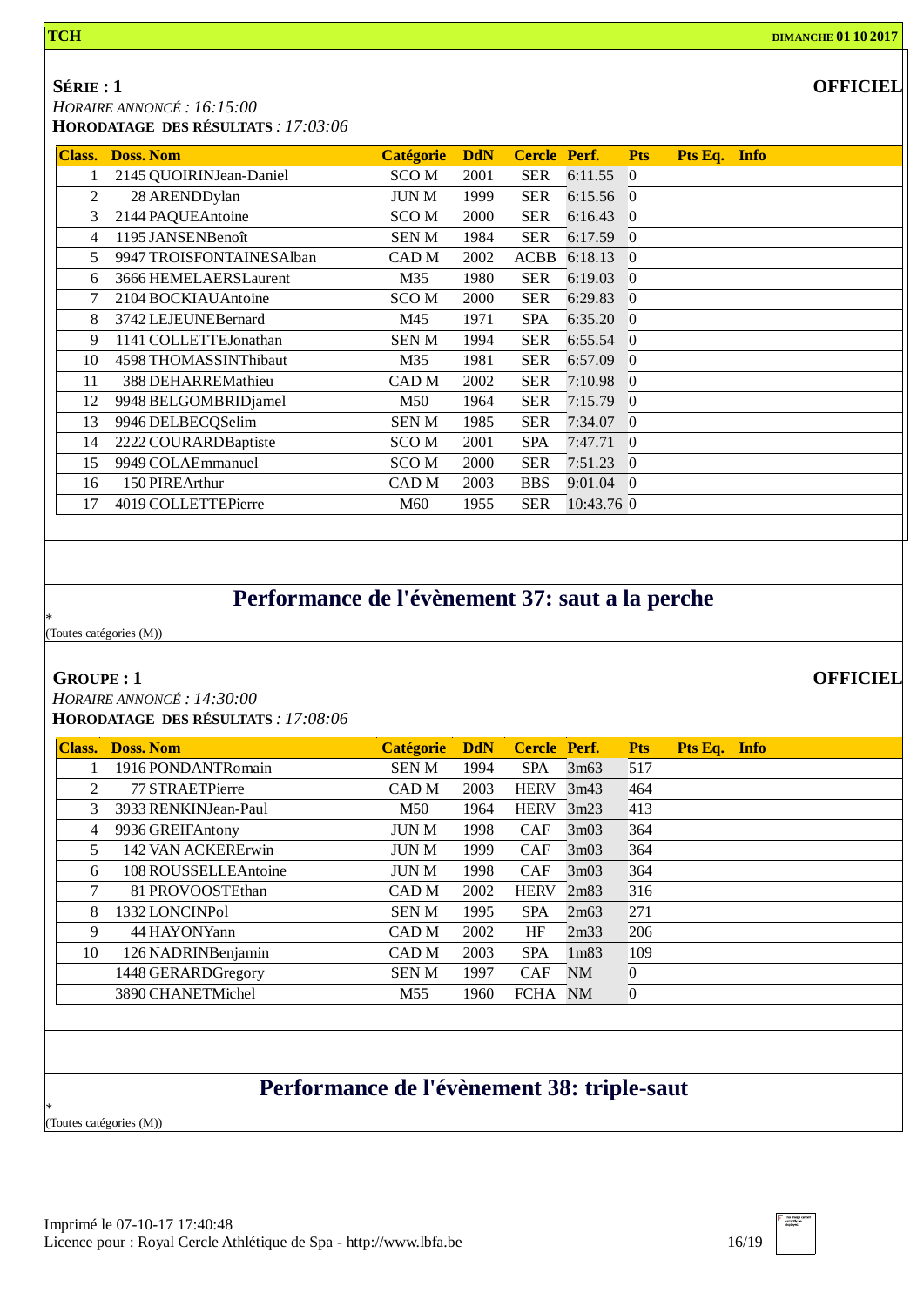**SÉRIE : 1** **OFFICIEL**

*HORAIRE ANNONCÉ : 16:15:00*

**HORODATAGE DES RÉSULTATS** *: 17:03:06*

| Class. | Doss. Nom | Catégorie | DdN | Cercle | Perf. | Pts | Pts Eq. | Info |
|---|---|---|---|---|---|---|---|---|
| 1 | 2145 QUOIRINJean-Daniel | SCO M | 2001 | SER | 6:11.55 | 0 | | |
| 2 | 28 ARENDDylan | JUN M | 1999 | SER | 6:15.56 | 0 | | |
| 3 | 2144 PAQUEAntoine | SCO M | 2000 | SER | 6:16.43 | 0 | | |
| 4 | 1195 JANSENBenoît | SEN M | 1984 | SER | 6:17.59 | 0 | | |
| 5 | 9947 TROISFONTAINESAlban | CAD M | 2002 | ACBB | 6:18.13 | 0 | | |
| 6 | 3666 HEMELAERSLaurent | M35 | 1980 | SER | 6:19.03 | 0 | | |
| 7 | 2104 BOCKIAUAntoine | SCO M | 2000 | SER | 6:29.83 | 0 | | |
| 8 | 3742 LEJEUNEBernard | M45 | 1971 | SPA | 6:35.20 | 0 | | |
| 9 | 1141 COLLETTEJonathan | SEN M | 1994 | SER | 6:55.54 | 0 | | |
| 10 | 4598 THOMASSINThibaut | M35 | 1981 | SER | 6:57.09 | 0 | | |
| 11 | 388 DEHARREMathieu | CAD M | 2002 | SER | 7:10.98 | 0 | | |
| 12 | 9948 BELGOMBRIDjamel | M50 | 1964 | SER | 7:15.79 | 0 | | |
| 13 | 9946 DELBECQSelim | SEN M | 1985 | SER | 7:34.07 | 0 | | |
| 14 | 2222 COURARDBaptiste | SCO M | 2001 | SPA | 7:47.71 | 0 | | |
| 15 | 9949 COLAEmmanuel | SCO M | 2000 | SER | 7:51.23 | 0 | | |
| 16 | 150 PIREArthur | CAD M | 2003 | BBS | 9:01.04 | 0 | | |
| 17 | 4019 COLLETTEPierre | M60 | 1955 | SER | 10:43.76 | 0 | | |

## Performance de l'évènement 37: saut a la perche

*
(Toutes catégories (M))

**GROUPE : 1** **OFFICIEL**

*HORAIRE ANNONCÉ : 14:30:00*

**HORODATAGE DES RÉSULTATS** *: 17:08:06*

| Class. | Doss. Nom | Catégorie | DdN | Cercle | Perf. | Pts | Pts Eq. | Info |
|---|---|---|---|---|---|---|---|---|
| 1 | 1916 PONDANTRomain | SEN M | 1994 | SPA | 3m63 | 517 | | |
| 2 | 77 STRAETPierre | CAD M | 2003 | HERV | 3m43 | 464 | | |
| 3 | 3933 RENKINJean-Paul | M50 | 1964 | HERV | 3m23 | 413 | | |
| 4 | 9936 GREIFAntony | JUN M | 1998 | CAF | 3m03 | 364 | | |
| 5 | 142 VAN ACKERErwin | JUN M | 1999 | CAF | 3m03 | 364 | | |
| 6 | 108 ROUSSELLEAntoine | JUN M | 1998 | CAF | 3m03 | 364 | | |
| 7 | 81 PROVOOSTEthan | CAD M | 2002 | HERV | 2m83 | 316 | | |
| 8 | 1332 LONCINPol | SEN M | 1995 | SPA | 2m63 | 271 | | |
| 9 | 44 HAYONYann | CAD M | 2002 | HF | 2m33 | 206 | | |
| 10 | 126 NADRINBenjamin | CAD M | 2003 | SPA | 1m83 | 109 | | |
| | 1448 GERARDGregory | SEN M | 1997 | CAF | NM | 0 | | |
| | 3890 CHANETMichel | M55 | 1960 | FCHA | NM | 0 | | |

## Performance de l'évènement 38: triple-saut

*
(Toutes catégories (M))

Imprimé le 07-10-17 17:40:48
Licence pour : Royal Cercle Athlétique de Spa - http://www.lbfa.be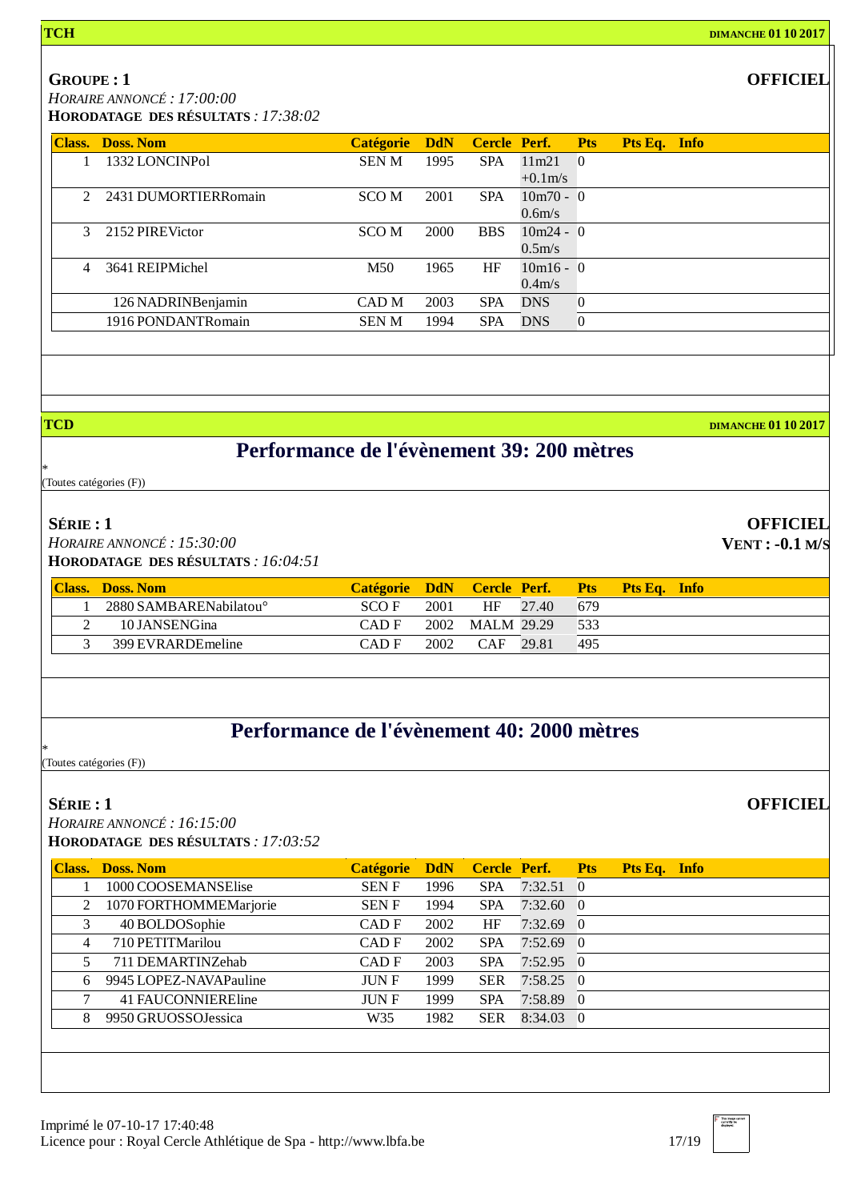**TCH** **DIMANCHE 01 10 2017**

**GROUPE : 1** **OFFICIEL**

*HORAIRE ANNONCÉ : 17:00:00*

**HORODATAGE DES RÉSULTATS** *: 17:38:02*

| Class. | Doss. Nom | Catégorie | DdN | Cercle | Perf. | Pts | Pts Eq. | Info |
|---|---|---|---|---|---|---|---|---|
| 1 | 1332 LONCINPol | SEN M | 1995 | SPA | 11m21 +0.1m/s | 0 | | |
| 2 | 2431 DUMORTIERRomain | SCO M | 2001 | SPA | 10m70 - 0.6m/s | 0 | | |
| 3 | 2152 PIREVictor | SCO M | 2000 | BBS | 10m24 - 0.5m/s | 0 | | |
| 4 | 3641 REIPMichel | M50 | 1965 | HF | 10m16 - 0.4m/s | 0 | | |
| | 126 NADRINBenjamin | CAD M | 2003 | SPA | DNS | 0 | | |
| | 1916 PONDANTRomain | SEN M | 1994 | SPA | DNS | 0 | | |

**TCD** **DIMANCHE 01 10 2017**

# Performance de l'évènement 39: 200 mètres

*

(Toutes catégories (F))

**SÉRIE : 1** **OFFICIEL**

*HORAIRE ANNONCÉ : 15:30:00* **VENT : -0.1 M/S**

**HORODATAGE DES RÉSULTATS** *: 16:04:51*

| Class. | Doss. Nom | Catégorie | DdN | Cercle | Perf. | Pts | Pts Eq. | Info |
|---|---|---|---|---|---|---|---|---|
| 1 | 2880 SAMBARENabilatou° | SCO F | 2001 | HF | 27.40 | 679 | | |
| 2 | 10 JANSENGina | CAD F | 2002 | MALM | 29.29 | 533 | | |
| 3 | 399 EVRARDEmeline | CAD F | 2002 | CAF | 29.81 | 495 | | |

# Performance de l'évènement 40: 2000 mètres

*

(Toutes catégories (F))

**SÉRIE : 1** **OFFICIEL**

*HORAIRE ANNONCÉ : 16:15:00*

**HORODATAGE DES RÉSULTATS** *: 17:03:52*

| Class. | Doss. Nom | Catégorie | DdN | Cercle | Perf. | Pts | Pts Eq. | Info |
|---|---|---|---|---|---|---|---|---|
| 1 | 1000 COOSEMANSElise | SEN F | 1996 | SPA | 7:32.51 | 0 | | |
| 2 | 1070 FORTHOMMEMarjorie | SEN F | 1994 | SPA | 7:32.60 | 0 | | |
| 3 | 40 BOLDOSophie | CAD F | 2002 | HF | 7:32.69 | 0 | | |
| 4 | 710 PETITMarilou | CAD F | 2002 | SPA | 7:52.69 | 0 | | |
| 5 | 711 DEMARTINZehab | CAD F | 2003 | SPA | 7:52.95 | 0 | | |
| 6 | 9945 LOPEZ-NAVAPauline | JUN F | 1999 | SER | 7:58.25 | 0 | | |
| 7 | 41 FAUCONNIEREline | JUN F | 1999 | SPA | 7:58.89 | 0 | | |
| 8 | 9950 GRUOSSOJessica | W35 | 1982 | SER | 8:34.03 | 0 | | |

Imprimé le 07-10-17 17:40:48

Licence pour : Royal Cercle Athlétique de Spa - http://www.lbfa.be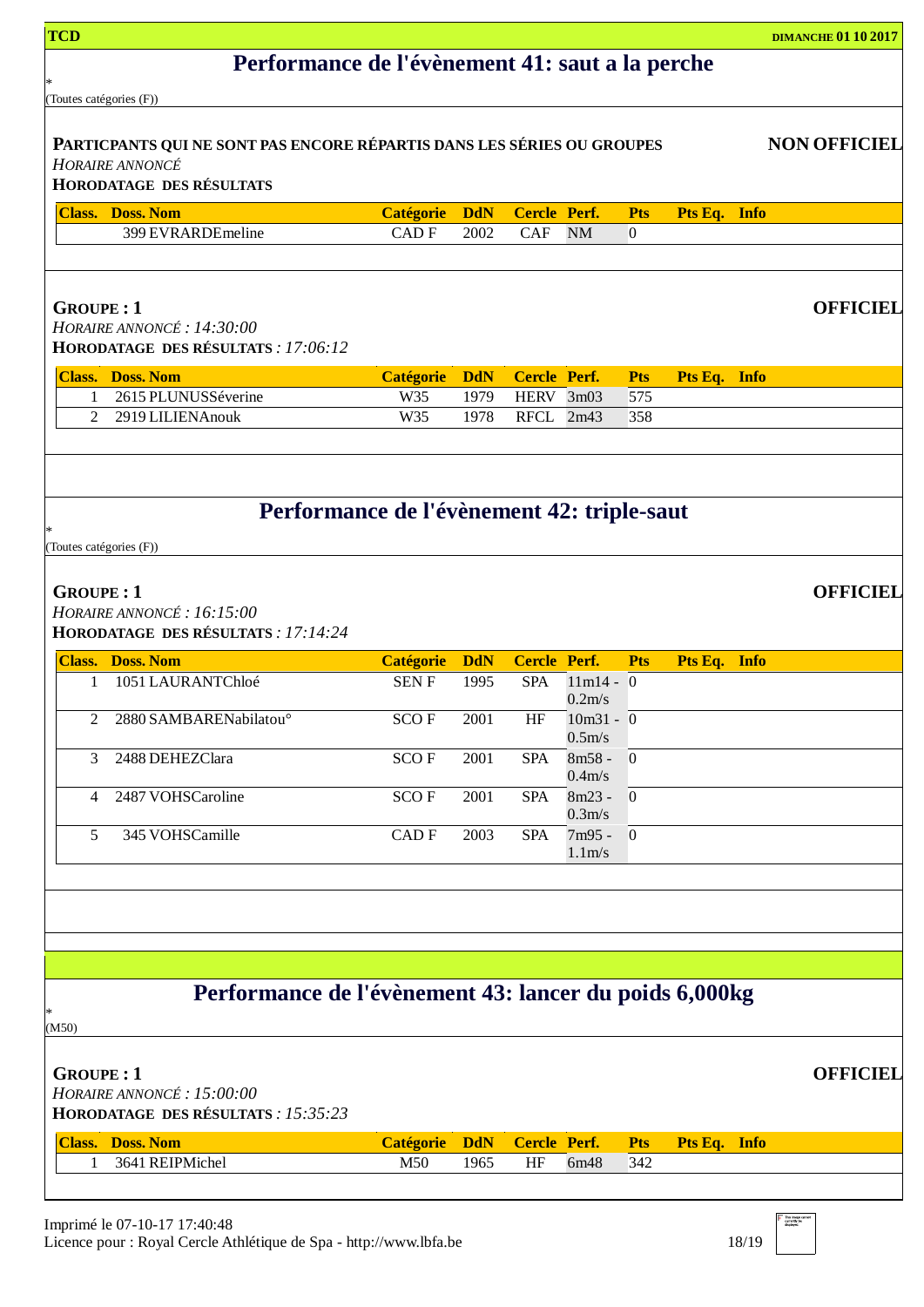## Performance de l'évènement 41: saut a la perche

*
(Toutes catégories (F))

**PARTICPANTS QUI NE SONT PAS ENCORE RÉPARTIS DANS LES SÉRIES OU GROUPES** **NON OFFICIEL**

*HORAIRE ANNONCÉ*

**HORODATAGE DES RÉSULTATS**

| Class. | Doss. | Nom | Catégorie | DdN | Cercle | Perf. | Pts | Pts Eq. | Info |
|---|---|---|---|---|---|---|---|---|---|
| | 399 | EVRARDEmeline | CAD F | 2002 | CAF | NM | 0 | | |

**GROUPE : 1** **OFFICIEL**

*HORAIRE ANNONCÉ : 14:30:00*

**HORODATAGE DES RÉSULTATS** *: 17:06:12*

| Class. | Doss. | Nom | Catégorie | DdN | Cercle | Perf. | Pts | Pts Eq. | Info |
|---|---|---|---|---|---|---|---|---|---|
| 1 | 2615 | PLUNUSSéverine | W35 | 1979 | HERV | 3m03 | 575 | | |
| 2 | 2919 | LILIENAnouk | W35 | 1978 | RFCL | 2m43 | 358 | | |

## Performance de l'évènement 42: triple-saut

*
(Toutes catégories (F))

**GROUPE : 1** **OFFICIEL**

*HORAIRE ANNONCÉ : 16:15:00*

**HORODATAGE DES RÉSULTATS** *: 17:14:24*

| Class. | Doss. | Nom | Catégorie | DdN | Cercle | Perf. | Pts | Pts Eq. | Info |
|---|---|---|---|---|---|---|---|---|---|
| 1 | 1051 | LAURANTChloé | SEN F | 1995 | SPA | 11m14 - 0.2m/s | 0 | | |
| 2 | 2880 | SAMBARENabilatou° | SCO F | 2001 | HF | 10m31 - 0.5m/s | 0 | | |
| 3 | 2488 | DEHEZClara | SCO F | 2001 | SPA | 8m58 - 0.4m/s | 0 | | |
| 4 | 2487 | VOHSCaroline | SCO F | 2001 | SPA | 8m23 - 0.3m/s | 0 | | |
| 5 | 345 | VOHSCamille | CAD F | 2003 | SPA | 7m95 - 1.1m/s | 0 | | |

## Performance de l'évènement 43: lancer du poids 6,000kg

*
(M50)

**GROUPE : 1** **OFFICIEL**

*HORAIRE ANNONCÉ : 15:00:00*

**HORODATAGE DES RÉSULTATS** *: 15:35:23*

| Class. | Doss. | Nom | Catégorie | DdN | Cercle | Perf. | Pts | Pts Eq. | Info |
|---|---|---|---|---|---|---|---|---|---|
| 1 | 3641 | REIPMichel | M50 | 1965 | HF | 6m48 | 342 | | |